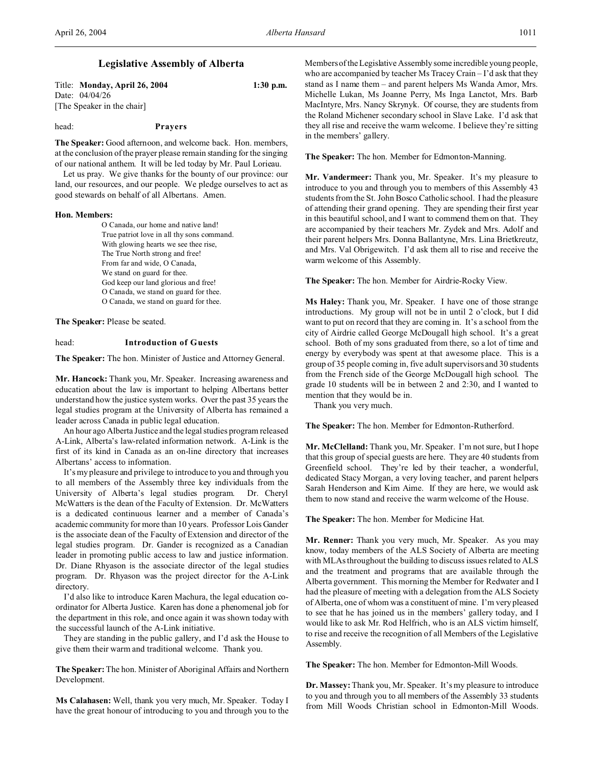## Legislative Assembly of Alberta

Title: **Monday, April 26, 2004** 1:30 p.m.
Date: 04/04/26
[The Speaker in the chair]

head: **Prayers**

**The Speaker:** Good afternoon, and welcome back. Hon. members, at the conclusion of the prayer please remain standing for the singing of our national anthem. It will be led today by Mr. Paul Lorieau.

Let us pray. We give thanks for the bounty of our province: our land, our resources, and our people. We pledge ourselves to act as good stewards on behalf of all Albertans. Amen.

**Hon. Members:**

O Canada, our home and native land!
True patriot love in all thy sons command.
With glowing hearts we see thee rise,
The True North strong and free!
From far and wide, O Canada,
We stand on guard for thee.
God keep our land glorious and free!
O Canada, we stand on guard for thee.
O Canada, we stand on guard for thee.

**The Speaker:** Please be seated.

head: **Introduction of Guests**

**The Speaker:** The hon. Minister of Justice and Attorney General.

**Mr. Hancock:** Thank you, Mr. Speaker. Increasing awareness and education about the law is important to helping Albertans better understand how the justice system works. Over the past 35 years the legal studies program at the University of Alberta has remained a leader across Canada in public legal education.

An hour ago Alberta Justice and the legal studies program released A-Link, Alberta's law-related information network. A-Link is the first of its kind in Canada as an on-line directory that increases Albertans' access to information.

It's my pleasure and privilege to introduce to you and through you to all members of the Assembly three key individuals from the University of Alberta's legal studies program. Dr. Cheryl McWatters is the dean of the Faculty of Extension. Dr. McWatters is a dedicated continuous learner and a member of Canada's academic community for more than 10 years. Professor Lois Gander is the associate dean of the Faculty of Extension and director of the legal studies program. Dr. Gander is recognized as a Canadian leader in promoting public access to law and justice information. Dr. Diane Rhyason is the associate director of the legal studies program. Dr. Rhyason was the project director for the A-Link directory.

I'd also like to introduce Karen Machura, the legal education co-ordinator for Alberta Justice. Karen has done a phenomenal job for the department in this role, and once again it was shown today with the successful launch of the A-Link initiative.

They are standing in the public gallery, and I'd ask the House to give them their warm and traditional welcome. Thank you.

**The Speaker:** The hon. Minister of Aboriginal Affairs and Northern Development.

**Ms Calahasen:** Well, thank you very much, Mr. Speaker. Today I have the great honour of introducing to you and through you to the Members of the Legislative Assembly some incredible young people, who are accompanied by teacher Ms Tracey Crain – I'd ask that they stand as I name them – and parent helpers Ms Wanda Amor, Mrs. Michelle Lukan, Ms Joanne Perry, Ms Inga Lanctot, Mrs. Barb MacIntyre, Mrs. Nancy Skrynyk. Of course, they are students from the Roland Michener secondary school in Slave Lake. I'd ask that they all rise and receive the warm welcome. I believe they're sitting in the members' gallery.

**The Speaker:** The hon. Member for Edmonton-Manning.

**Mr. Vandermeer:** Thank you, Mr. Speaker. It's my pleasure to introduce to you and through you to members of this Assembly 43 students from the St. John Bosco Catholic school. I had the pleasure of attending their grand opening. They are spending their first year in this beautiful school, and I want to commend them on that. They are accompanied by their teachers Mr. Zydek and Mrs. Adolf and their parent helpers Mrs. Donna Ballantyne, Mrs. Lina Brietkreutz, and Mrs. Val Obrigewitch. I'd ask them all to rise and receive the warm welcome of this Assembly.

**The Speaker:** The hon. Member for Airdrie-Rocky View.

**Ms Haley:** Thank you, Mr. Speaker. I have one of those strange introductions. My group will not be in until 2 o'clock, but I did want to put on record that they are coming in. It's a school from the city of Airdrie called George McDougall high school. It's a great school. Both of my sons graduated from there, so a lot of time and energy by everybody was spent at that awesome place. This is a group of 35 people coming in, five adult supervisors and 30 students from the French side of the George McDougall high school. The grade 10 students will be in between 2 and 2:30, and I wanted to mention that they would be in.

Thank you very much.

**The Speaker:** The hon. Member for Edmonton-Rutherford.

**Mr. McClelland:** Thank you, Mr. Speaker. I'm not sure, but I hope that this group of special guests are here. They are 40 students from Greenfield school. They're led by their teacher, a wonderful, dedicated Stacy Morgan, a very loving teacher, and parent helpers Sarah Henderson and Kim Aime. If they are here, we would ask them to now stand and receive the warm welcome of the House.

**The Speaker:** The hon. Member for Medicine Hat.

**Mr. Renner:** Thank you very much, Mr. Speaker. As you may know, today members of the ALS Society of Alberta are meeting with MLAs throughout the building to discuss issues related to ALS and the treatment and programs that are available through the Alberta government. This morning the Member for Redwater and I had the pleasure of meeting with a delegation from the ALS Society of Alberta, one of whom was a constituent of mine. I'm very pleased to see that he has joined us in the members' gallery today, and I would like to ask Mr. Rod Helfrich, who is an ALS victim himself, to rise and receive the recognition of all Members of the Legislative Assembly.

**The Speaker:** The hon. Member for Edmonton-Mill Woods.

**Dr. Massey:** Thank you, Mr. Speaker. It's my pleasure to introduce to you and through you to all members of the Assembly 33 students from Mill Woods Christian school in Edmonton-Mill Woods.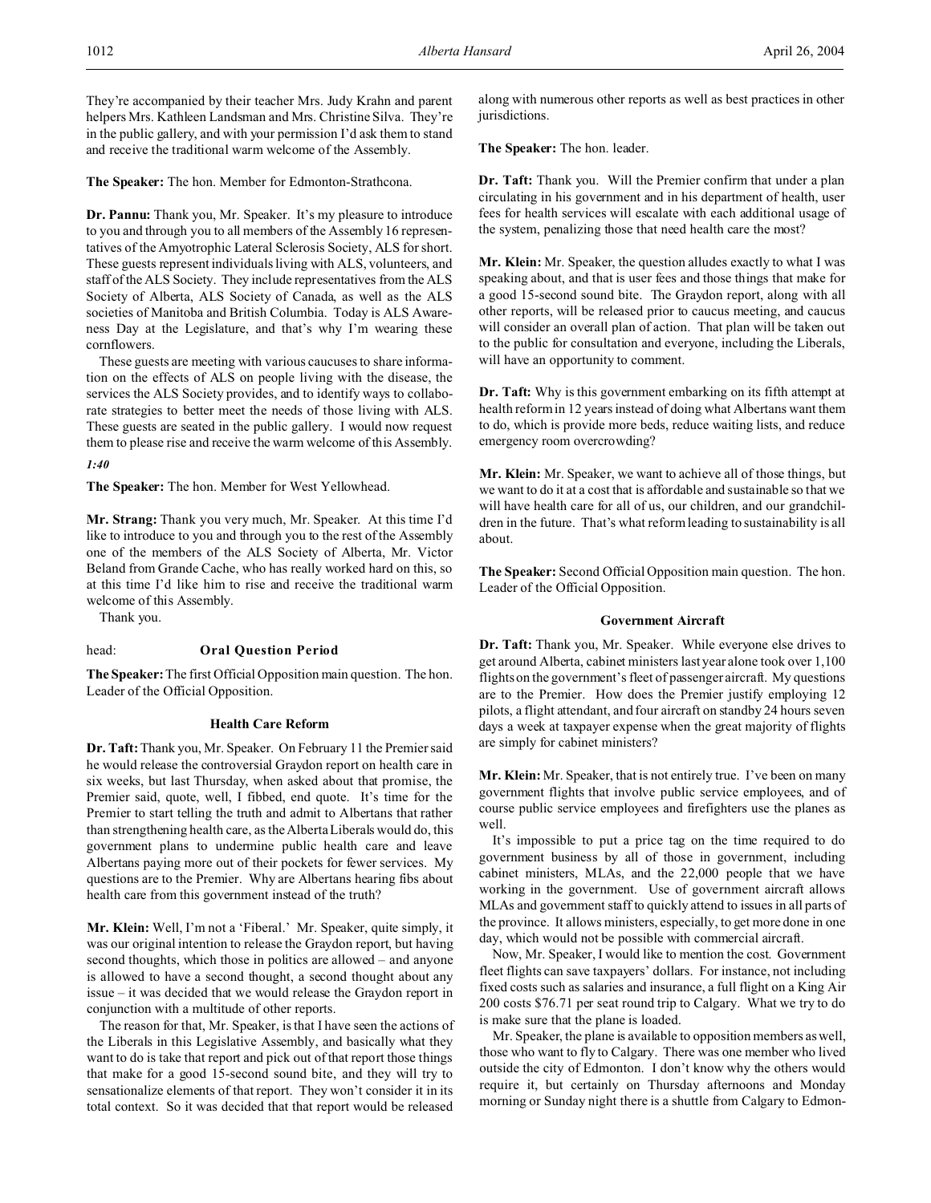They're accompanied by their teacher Mrs. Judy Krahn and parent helpers Mrs. Kathleen Landsman and Mrs. Christine Silva. They're in the public gallery, and with your permission I'd ask them to stand and receive the traditional warm welcome of the Assembly.

**The Speaker:** The hon. Member for Edmonton-Strathcona.

**Dr. Pannu:** Thank you, Mr. Speaker. It's my pleasure to introduce to you and through you to all members of the Assembly 16 representatives of the Amyotrophic Lateral Sclerosis Society, ALS for short. These guests represent individuals living with ALS, volunteers, and staff of the ALS Society. They include representatives from the ALS Society of Alberta, ALS Society of Canada, as well as the ALS societies of Manitoba and British Columbia. Today is ALS Awareness Day at the Legislature, and that's why I'm wearing these cornflowers.

These guests are meeting with various caucuses to share information on the effects of ALS on people living with the disease, the services the ALS Society provides, and to identify ways to collaborate strategies to better meet the needs of those living with ALS. These guests are seated in the public gallery. I would now request them to please rise and receive the warm welcome of this Assembly.

*1:40*

**The Speaker:** The hon. Member for West Yellowhead.

**Mr. Strang:** Thank you very much, Mr. Speaker. At this time I'd like to introduce to you and through you to the rest of the Assembly one of the members of the ALS Society of Alberta, Mr. Victor Beland from Grande Cache, who has really worked hard on this, so at this time I'd like him to rise and receive the traditional warm welcome of this Assembly.

Thank you.

head: **Oral Question Period**

**The Speaker:** The first Official Opposition main question. The hon. Leader of the Official Opposition.

### Health Care Reform

**Dr. Taft:** Thank you, Mr. Speaker. On February 11 the Premier said he would release the controversial Graydon report on health care in six weeks, but last Thursday, when asked about that promise, the Premier said, quote, well, I fibbed, end quote. It's time for the Premier to start telling the truth and admit to Albertans that rather than strengthening health care, as the Alberta Liberals would do, this government plans to undermine public health care and leave Albertans paying more out of their pockets for fewer services. My questions are to the Premier. Why are Albertans hearing fibs about health care from this government instead of the truth?

**Mr. Klein:** Well, I'm not a 'Fiberal.' Mr. Speaker, quite simply, it was our original intention to release the Graydon report, but having second thoughts, which those in politics are allowed – and anyone is allowed to have a second thought, a second thought about any issue – it was decided that we would release the Graydon report in conjunction with a multitude of other reports.

The reason for that, Mr. Speaker, is that I have seen the actions of the Liberals in this Legislative Assembly, and basically what they want to do is take that report and pick out of that report those things that make for a good 15-second sound bite, and they will try to sensationalize elements of that report. They won't consider it in its total context. So it was decided that that report would be released along with numerous other reports as well as best practices in other jurisdictions.

**The Speaker:** The hon. leader.

**Dr. Taft:** Thank you. Will the Premier confirm that under a plan circulating in his government and in his department of health, user fees for health services will escalate with each additional usage of the system, penalizing those that need health care the most?

**Mr. Klein:** Mr. Speaker, the question alludes exactly to what I was speaking about, and that is user fees and those things that make for a good 15-second sound bite. The Graydon report, along with all other reports, will be released prior to caucus meeting, and caucus will consider an overall plan of action. That plan will be taken out to the public for consultation and everyone, including the Liberals, will have an opportunity to comment.

**Dr. Taft:** Why is this government embarking on its fifth attempt at health reform in 12 years instead of doing what Albertans want them to do, which is provide more beds, reduce waiting lists, and reduce emergency room overcrowding?

**Mr. Klein:** Mr. Speaker, we want to achieve all of those things, but we want to do it at a cost that is affordable and sustainable so that we will have health care for all of us, our children, and our grandchildren in the future. That's what reform leading to sustainability is all about.

**The Speaker:** Second Official Opposition main question. The hon. Leader of the Official Opposition.

### Government Aircraft

**Dr. Taft:** Thank you, Mr. Speaker. While everyone else drives to get around Alberta, cabinet ministers last year alone took over 1,100 flights on the government's fleet of passenger aircraft. My questions are to the Premier. How does the Premier justify employing 12 pilots, a flight attendant, and four aircraft on standby 24 hours seven days a week at taxpayer expense when the great majority of flights are simply for cabinet ministers?

**Mr. Klein:** Mr. Speaker, that is not entirely true. I've been on many government flights that involve public service employees, and of course public service employees and firefighters use the planes as well.

It's impossible to put a price tag on the time required to do government business by all of those in government, including cabinet ministers, MLAs, and the 22,000 people that we have working in the government. Use of government aircraft allows MLAs and government staff to quickly attend to issues in all parts of the province. It allows ministers, especially, to get more done in one day, which would not be possible with commercial aircraft.

Now, Mr. Speaker, I would like to mention the cost. Government fleet flights can save taxpayers' dollars. For instance, not including fixed costs such as salaries and insurance, a full flight on a King Air 200 costs $76.71 per seat round trip to Calgary. What we try to do is make sure that the plane is loaded.

Mr. Speaker, the plane is available to opposition members as well, those who want to fly to Calgary. There was one member who lived outside the city of Edmonton. I don't know why the others would require it, but certainly on Thursday afternoons and Monday morning or Sunday night there is a shuttle from Calgary to Edmon-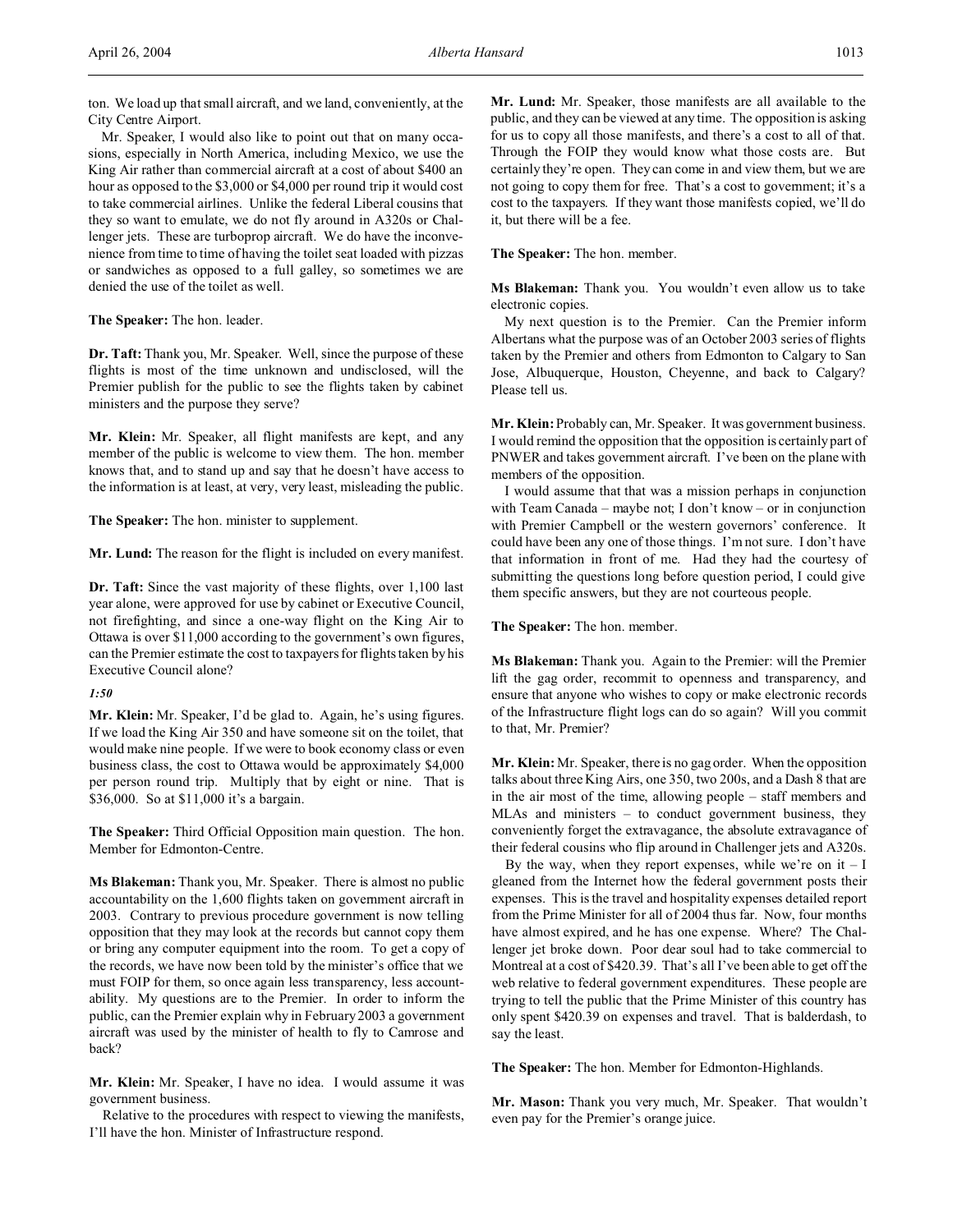ton. We load up that small aircraft, and we land, conveniently, at the City Centre Airport.

Mr. Speaker, I would also like to point out that on many occasions, especially in North America, including Mexico, we use the King Air rather than commercial aircraft at a cost of about $400 an hour as opposed to the $3,000 or $4,000 per round trip it would cost to take commercial airlines. Unlike the federal Liberal cousins that they so want to emulate, we do not fly around in A320s or Challenger jets. These are turboprop aircraft. We do have the inconvenience from time to time of having the toilet seat loaded with pizzas or sandwiches as opposed to a full galley, so sometimes we are denied the use of the toilet as well.

**The Speaker:** The hon. leader.

**Dr. Taft:** Thank you, Mr. Speaker. Well, since the purpose of these flights is most of the time unknown and undisclosed, will the Premier publish for the public to see the flights taken by cabinet ministers and the purpose they serve?

**Mr. Klein:** Mr. Speaker, all flight manifests are kept, and any member of the public is welcome to view them. The hon. member knows that, and to stand up and say that he doesn't have access to the information is at least, at very, very least, misleading the public.

**The Speaker:** The hon. minister to supplement.

**Mr. Lund:** The reason for the flight is included on every manifest.

**Dr. Taft:** Since the vast majority of these flights, over 1,100 last year alone, were approved for use by cabinet or Executive Council, not firefighting, and since a one-way flight on the King Air to Ottawa is over $11,000 according to the government's own figures, can the Premier estimate the cost to taxpayers for flights taken by his Executive Council alone?

*1:50*

**Mr. Klein:** Mr. Speaker, I'd be glad to. Again, he's using figures. If we load the King Air 350 and have someone sit on the toilet, that would make nine people. If we were to book economy class or even business class, the cost to Ottawa would be approximately $4,000 per person round trip. Multiply that by eight or nine. That is $36,000. So at $11,000 it's a bargain.

**The Speaker:** Third Official Opposition main question. The hon. Member for Edmonton-Centre.

**Ms Blakeman:** Thank you, Mr. Speaker. There is almost no public accountability on the 1,600 flights taken on government aircraft in 2003. Contrary to previous procedure government is now telling opposition that they may look at the records but cannot copy them or bring any computer equipment into the room. To get a copy of the records, we have now been told by the minister's office that we must FOIP for them, so once again less transparency, less accountability. My questions are to the Premier. In order to inform the public, can the Premier explain why in February 2003 a government aircraft was used by the minister of health to fly to Camrose and back?

**Mr. Klein:** Mr. Speaker, I have no idea. I would assume it was government business.

Relative to the procedures with respect to viewing the manifests, I'll have the hon. Minister of Infrastructure respond.

**Mr. Lund:** Mr. Speaker, those manifests are all available to the public, and they can be viewed at any time. The opposition is asking for us to copy all those manifests, and there's a cost to all of that. Through the FOIP they would know what those costs are. But certainly they're open. They can come in and view them, but we are not going to copy them for free. That's a cost to government; it's a cost to the taxpayers. If they want those manifests copied, we'll do it, but there will be a fee.

**The Speaker:** The hon. member.

**Ms Blakeman:** Thank you. You wouldn't even allow us to take electronic copies.

My next question is to the Premier. Can the Premier inform Albertans what the purpose was of an October 2003 series of flights taken by the Premier and others from Edmonton to Calgary to San Jose, Albuquerque, Houston, Cheyenne, and back to Calgary? Please tell us.

**Mr. Klein:** Probably can, Mr. Speaker. It was government business. I would remind the opposition that the opposition is certainly part of PNWER and takes government aircraft. I've been on the plane with members of the opposition.

I would assume that that was a mission perhaps in conjunction with Team Canada – maybe not; I don't know – or in conjunction with Premier Campbell or the western governors' conference. It could have been any one of those things. I'm not sure. I don't have that information in front of me. Had they had the courtesy of submitting the questions long before question period, I could give them specific answers, but they are not courteous people.

**The Speaker:** The hon. member.

**Ms Blakeman:** Thank you. Again to the Premier: will the Premier lift the gag order, recommit to openness and transparency, and ensure that anyone who wishes to copy or make electronic records of the Infrastructure flight logs can do so again? Will you commit to that, Mr. Premier?

**Mr. Klein:** Mr. Speaker, there is no gag order. When the opposition talks about three King Airs, one 350, two 200s, and a Dash 8 that are in the air most of the time, allowing people – staff members and MLAs and ministers – to conduct government business, they conveniently forget the extravagance, the absolute extravagance of their federal cousins who flip around in Challenger jets and A320s.

By the way, when they report expenses, while we're on it – I gleaned from the Internet how the federal government posts their expenses. This is the travel and hospitality expenses detailed report from the Prime Minister for all of 2004 thus far. Now, four months have almost expired, and he has one expense. Where? The Challenger jet broke down. Poor dear soul had to take commercial to Montreal at a cost of $420.39. That's all I've been able to get off the web relative to federal government expenditures. These people are trying to tell the public that the Prime Minister of this country has only spent $420.39 on expenses and travel. That is balderdash, to say the least.

**The Speaker:** The hon. Member for Edmonton-Highlands.

**Mr. Mason:** Thank you very much, Mr. Speaker. That wouldn't even pay for the Premier's orange juice.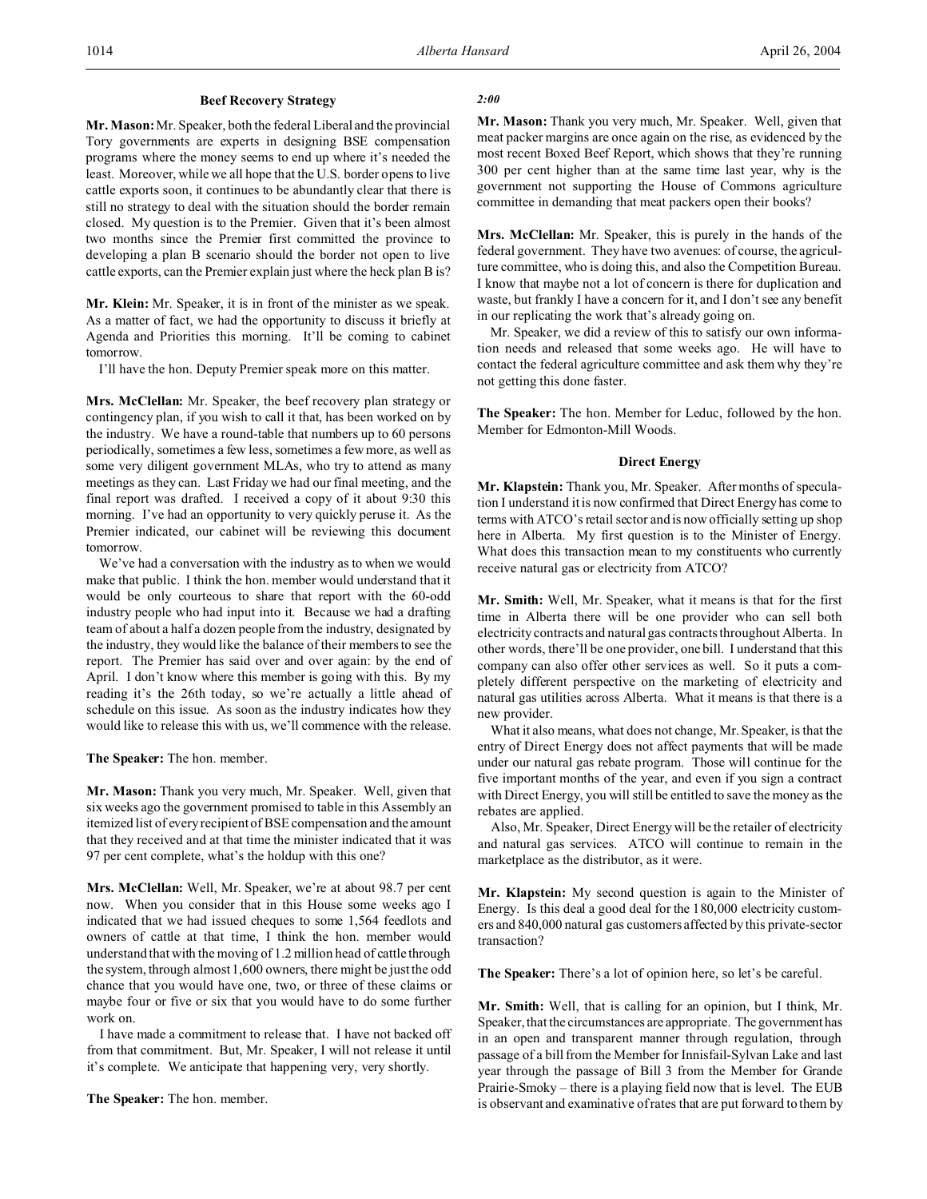### Beef Recovery Strategy

**Mr. Mason:** Mr. Speaker, both the federal Liberal and the provincial Tory governments are experts in designing BSE compensation programs where the money seems to end up where it's needed the least. Moreover, while we all hope that the U.S. border opens to live cattle exports soon, it continues to be abundantly clear that there is still no strategy to deal with the situation should the border remain closed. My question is to the Premier. Given that it's been almost two months since the Premier first committed the province to developing a plan B scenario should the border not open to live cattle exports, can the Premier explain just where the heck plan B is?

**Mr. Klein:** Mr. Speaker, it is in front of the minister as we speak. As a matter of fact, we had the opportunity to discuss it briefly at Agenda and Priorities this morning. It'll be coming to cabinet tomorrow.

I'll have the hon. Deputy Premier speak more on this matter.

**Mrs. McClellan:** Mr. Speaker, the beef recovery plan strategy or contingency plan, if you wish to call it that, has been worked on by the industry. We have a round-table that numbers up to 60 persons periodically, sometimes a few less, sometimes a few more, as well as some very diligent government MLAs, who try to attend as many meetings as they can. Last Friday we had our final meeting, and the final report was drafted. I received a copy of it about 9:30 this morning. I've had an opportunity to very quickly peruse it. As the Premier indicated, our cabinet will be reviewing this document tomorrow.

We've had a conversation with the industry as to when we would make that public. I think the hon. member would understand that it would be only courteous to share that report with the 60-odd industry people who had input into it. Because we had a drafting team of about a half a dozen people from the industry, designated by the industry, they would like the balance of their members to see the report. The Premier has said over and over again: by the end of April. I don't know where this member is going with this. By my reading it's the 26th today, so we're actually a little ahead of schedule on this issue. As soon as the industry indicates how they would like to release this with us, we'll commence with the release.

**The Speaker:** The hon. member.

**Mr. Mason:** Thank you very much, Mr. Speaker. Well, given that six weeks ago the government promised to table in this Assembly an itemized list of every recipient of BSE compensation and the amount that they received and at that time the minister indicated that it was 97 per cent complete, what's the holdup with this one?

**Mrs. McClellan:** Well, Mr. Speaker, we're at about 98.7 per cent now. When you consider that in this House some weeks ago I indicated that we had issued cheques to some 1,564 feedlots and owners of cattle at that time, I think the hon. member would understand that with the moving of 1.2 million head of cattle through the system, through almost 1,600 owners, there might be just the odd chance that you would have one, two, or three of these claims or maybe four or five or six that you would have to do some further work on.

I have made a commitment to release that. I have not backed off from that commitment. But, Mr. Speaker, I will not release it until it's complete. We anticipate that happening very, very shortly.

**The Speaker:** The hon. member.

*2:00*

**Mr. Mason:** Thank you very much, Mr. Speaker. Well, given that meat packer margins are once again on the rise, as evidenced by the most recent Boxed Beef Report, which shows that they're running 300 per cent higher than at the same time last year, why is the government not supporting the House of Commons agriculture committee in demanding that meat packers open their books?

**Mrs. McClellan:** Mr. Speaker, this is purely in the hands of the federal government. They have two avenues: of course, the agriculture committee, who is doing this, and also the Competition Bureau. I know that maybe not a lot of concern is there for duplication and waste, but frankly I have a concern for it, and I don't see any benefit in our replicating the work that's already going on.

Mr. Speaker, we did a review of this to satisfy our own information needs and released that some weeks ago. He will have to contact the federal agriculture committee and ask them why they're not getting this done faster.

**The Speaker:** The hon. Member for Leduc, followed by the hon. Member for Edmonton-Mill Woods.

### Direct Energy

**Mr. Klapstein:** Thank you, Mr. Speaker. After months of speculation I understand it is now confirmed that Direct Energy has come to terms with ATCO's retail sector and is now officially setting up shop here in Alberta. My first question is to the Minister of Energy. What does this transaction mean to my constituents who currently receive natural gas or electricity from ATCO?

**Mr. Smith:** Well, Mr. Speaker, what it means is that for the first time in Alberta there will be one provider who can sell both electricity contracts and natural gas contracts throughout Alberta. In other words, there'll be one provider, one bill. I understand that this company can also offer other services as well. So it puts a completely different perspective on the marketing of electricity and natural gas utilities across Alberta. What it means is that there is a new provider.

What it also means, what does not change, Mr. Speaker, is that the entry of Direct Energy does not affect payments that will be made under our natural gas rebate program. Those will continue for the five important months of the year, and even if you sign a contract with Direct Energy, you will still be entitled to save the money as the rebates are applied.

Also, Mr. Speaker, Direct Energy will be the retailer of electricity and natural gas services. ATCO will continue to remain in the marketplace as the distributor, as it were.

**Mr. Klapstein:** My second question is again to the Minister of Energy. Is this deal a good deal for the 180,000 electricity customers and 840,000 natural gas customers affected by this private-sector transaction?

**The Speaker:** There's a lot of opinion here, so let's be careful.

**Mr. Smith:** Well, that is calling for an opinion, but I think, Mr. Speaker, that the circumstances are appropriate. The government has in an open and transparent manner through regulation, through passage of a bill from the Member for Innisfail-Sylvan Lake and last year through the passage of Bill 3 from the Member for Grande Prairie-Smoky – there is a playing field now that is level. The EUB is observant and examinative of rates that are put forward to them by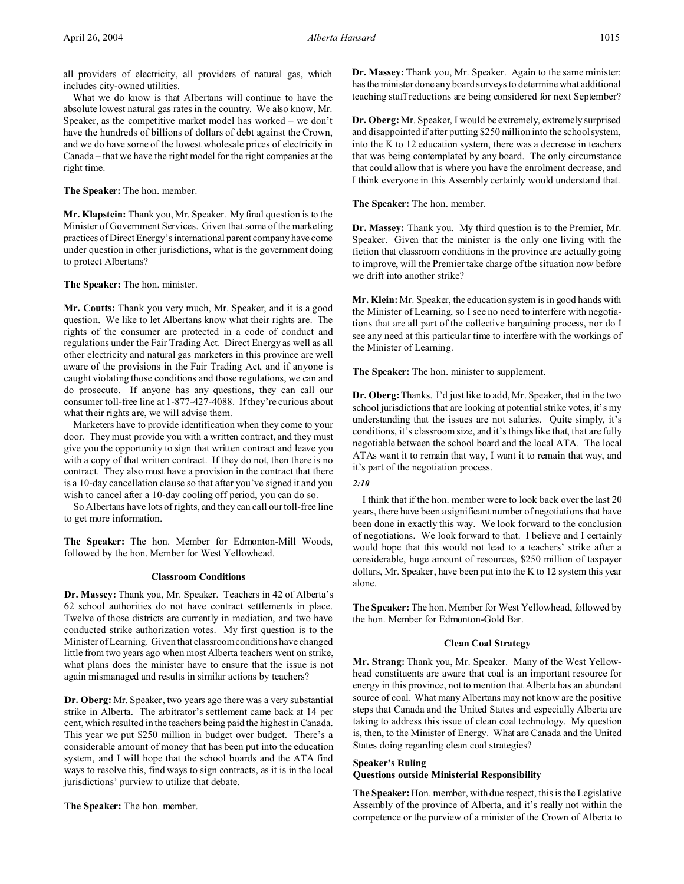all providers of electricity, all providers of natural gas, which includes city-owned utilities.

What we do know is that Albertans will continue to have the absolute lowest natural gas rates in the country. We also know, Mr. Speaker, as the competitive market model has worked – we don't have the hundreds of billions of dollars of debt against the Crown, and we do have some of the lowest wholesale prices of electricity in Canada – that we have the right model for the right companies at the right time.

**The Speaker:** The hon. member.

**Mr. Klapstein:** Thank you, Mr. Speaker. My final question is to the Minister of Government Services. Given that some of the marketing practices of Direct Energy's international parent company have come under question in other jurisdictions, what is the government doing to protect Albertans?

**The Speaker:** The hon. minister.

**Mr. Coutts:** Thank you very much, Mr. Speaker, and it is a good question. We like to let Albertans know what their rights are. The rights of the consumer are protected in a code of conduct and regulations under the Fair Trading Act. Direct Energy as well as all other electricity and natural gas marketers in this province are well aware of the provisions in the Fair Trading Act, and if anyone is caught violating those conditions and those regulations, we can and do prosecute. If anyone has any questions, they can call our consumer toll-free line at 1-877-427-4088. If they're curious about what their rights are, we will advise them.

Marketers have to provide identification when they come to your door. They must provide you with a written contract, and they must give you the opportunity to sign that written contract and leave you with a copy of that written contract. If they do not, then there is no contract. They also must have a provision in the contract that there is a 10-day cancellation clause so that after you've signed it and you wish to cancel after a 10-day cooling off period, you can do so.

So Albertans have lots of rights, and they can call our toll-free line to get more information.

**The Speaker:** The hon. Member for Edmonton-Mill Woods, followed by the hon. Member for West Yellowhead.

### Classroom Conditions

**Dr. Massey:** Thank you, Mr. Speaker. Teachers in 42 of Alberta's 62 school authorities do not have contract settlements in place. Twelve of those districts are currently in mediation, and two have conducted strike authorization votes. My first question is to the Minister of Learning. Given that classroom conditions have changed little from two years ago when most Alberta teachers went on strike, what plans does the minister have to ensure that the issue is not again mismanaged and results in similar actions by teachers?

**Dr. Oberg:** Mr. Speaker, two years ago there was a very substantial strike in Alberta. The arbitrator's settlement came back at 14 per cent, which resulted in the teachers being paid the highest in Canada. This year we put $250 million in budget over budget. There's a considerable amount of money that has been put into the education system, and I will hope that the school boards and the ATA find ways to resolve this, find ways to sign contracts, as it is in the local jurisdictions' purview to utilize that debate.

**The Speaker:** The hon. member.

**Dr. Massey:** Thank you, Mr. Speaker. Again to the same minister: has the minister done any board surveys to determine what additional teaching staff reductions are being considered for next September?

**Dr. Oberg:** Mr. Speaker, I would be extremely, extremely surprised and disappointed if after putting $250 million into the school system, into the K to 12 education system, there was a decrease in teachers that was being contemplated by any board. The only circumstance that could allow that is where you have the enrolment decrease, and I think everyone in this Assembly certainly would understand that.

**The Speaker:** The hon. member.

**Dr. Massey:** Thank you. My third question is to the Premier, Mr. Speaker. Given that the minister is the only one living with the fiction that classroom conditions in the province are actually going to improve, will the Premier take charge of the situation now before we drift into another strike?

**Mr. Klein:** Mr. Speaker, the education system is in good hands with the Minister of Learning, so I see no need to interfere with negotiations that are all part of the collective bargaining process, nor do I see any need at this particular time to interfere with the workings of the Minister of Learning.

**The Speaker:** The hon. minister to supplement.

**Dr. Oberg:** Thanks. I'd just like to add, Mr. Speaker, that in the two school jurisdictions that are looking at potential strike votes, it's my understanding that the issues are not salaries. Quite simply, it's conditions, it's classroom size, and it's things like that, that are fully negotiable between the school board and the local ATA. The local ATAs want it to remain that way, I want it to remain that way, and it's part of the negotiation process.

*2:10*

I think that if the hon. member were to look back over the last 20 years, there have been a significant number of negotiations that have been done in exactly this way. We look forward to the conclusion of negotiations. We look forward to that. I believe and I certainly would hope that this would not lead to a teachers' strike after a considerable, huge amount of resources, $250 million of taxpayer dollars, Mr. Speaker, have been put into the K to 12 system this year alone.

**The Speaker:** The hon. Member for West Yellowhead, followed by the hon. Member for Edmonton-Gold Bar.

### Clean Coal Strategy

**Mr. Strang:** Thank you, Mr. Speaker. Many of the West Yellowhead constituents are aware that coal is an important resource for energy in this province, not to mention that Alberta has an abundant source of coal. What many Albertans may not know are the positive steps that Canada and the United States and especially Alberta are taking to address this issue of clean coal technology. My question is, then, to the Minister of Energy. What are Canada and the United States doing regarding clean coal strategies?

#### Speaker's Ruling
#### Questions outside Ministerial Responsibility

**The Speaker:** Hon. member, with due respect, this is the Legislative Assembly of the province of Alberta, and it's really not within the competence or the purview of a minister of the Crown of Alberta to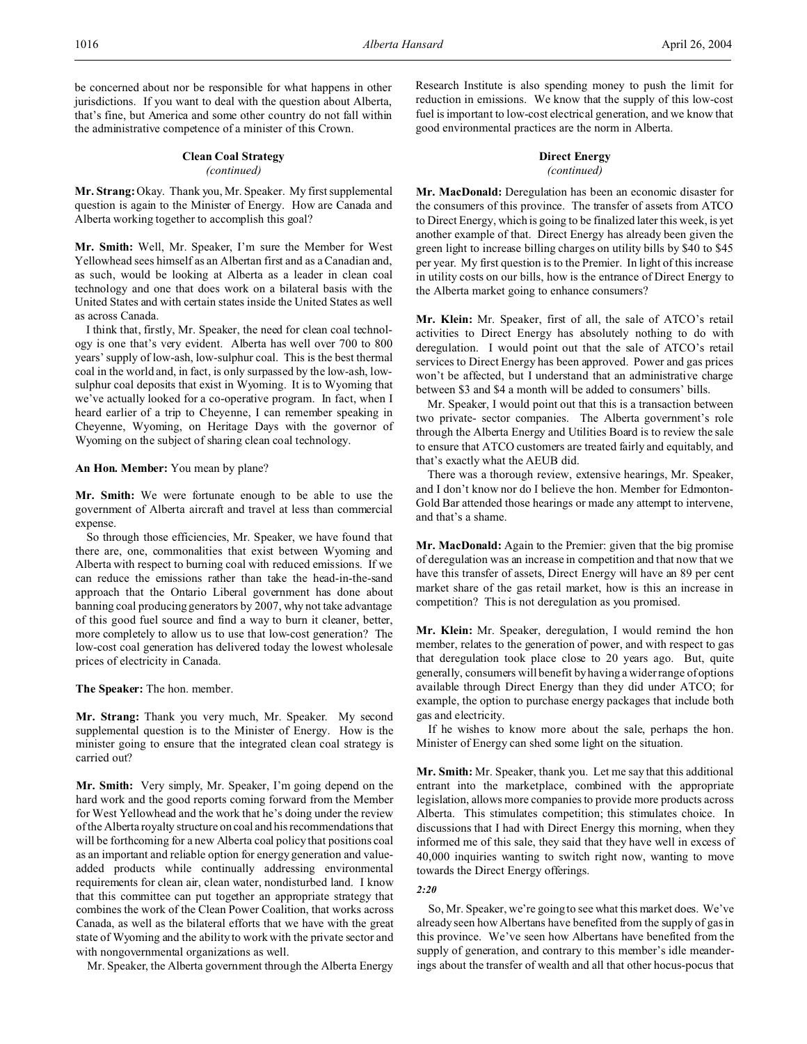be concerned about nor be responsible for what happens in other jurisdictions. If you want to deal with the question about Alberta, that's fine, but America and some other country do not fall within the administrative competence of a minister of this Crown.

### Clean Coal Strategy
*(continued)*

**Mr. Strang:** Okay. Thank you, Mr. Speaker. My first supplemental question is again to the Minister of Energy. How are Canada and Alberta working together to accomplish this goal?

**Mr. Smith:** Well, Mr. Speaker, I'm sure the Member for West Yellowhead sees himself as an Albertan first and as a Canadian and, as such, would be looking at Alberta as a leader in clean coal technology and one that does work on a bilateral basis with the United States and with certain states inside the United States as well as across Canada.

I think that, firstly, Mr. Speaker, the need for clean coal technology is one that's very evident. Alberta has well over 700 to 800 years' supply of low-ash, low-sulphur coal. This is the best thermal coal in the world and, in fact, is only surpassed by the low-ash, low-sulphur coal deposits that exist in Wyoming. It is to Wyoming that we've actually looked for a co-operative program. In fact, when I heard earlier of a trip to Cheyenne, I can remember speaking in Cheyenne, Wyoming, on Heritage Days with the governor of Wyoming on the subject of sharing clean coal technology.

**An Hon. Member:** You mean by plane?

**Mr. Smith:** We were fortunate enough to be able to use the government of Alberta aircraft and travel at less than commercial expense.

So through those efficiencies, Mr. Speaker, we have found that there are, one, commonalities that exist between Wyoming and Alberta with respect to burning coal with reduced emissions. If we can reduce the emissions rather than take the head-in-the-sand approach that the Ontario Liberal government has done about banning coal producing generators by 2007, why not take advantage of this good fuel source and find a way to burn it cleaner, better, more completely to allow us to use that low-cost generation? The low-cost coal generation has delivered today the lowest wholesale prices of electricity in Canada.

**The Speaker:** The hon. member.

**Mr. Strang:** Thank you very much, Mr. Speaker. My second supplemental question is to the Minister of Energy. How is the minister going to ensure that the integrated clean coal strategy is carried out?

**Mr. Smith:** Very simply, Mr. Speaker, I'm going depend on the hard work and the good reports coming forward from the Member for West Yellowhead and the work that he's doing under the review of the Alberta royalty structure on coal and his recommendations that will be forthcoming for a new Alberta coal policy that positions coal as an important and reliable option for energy generation and value-added products while continually addressing environmental requirements for clean air, clean water, nondisturbed land. I know that this committee can put together an appropriate strategy that combines the work of the Clean Power Coalition, that works across Canada, as well as the bilateral efforts that we have with the great state of Wyoming and the ability to work with the private sector and with nongovernmental organizations as well.

Mr. Speaker, the Alberta government through the Alberta Energy Research Institute is also spending money to push the limit for reduction in emissions. We know that the supply of this low-cost fuel is important to low-cost electrical generation, and we know that good environmental practices are the norm in Alberta.

### Direct Energy
*(continued)*

**Mr. MacDonald:** Deregulation has been an economic disaster for the consumers of this province. The transfer of assets from ATCO to Direct Energy, which is going to be finalized later this week, is yet another example of that. Direct Energy has already been given the green light to increase billing charges on utility bills by $40 to $45 per year. My first question is to the Premier. In light of this increase in utility costs on our bills, how is the entrance of Direct Energy to the Alberta market going to enhance consumers?

**Mr. Klein:** Mr. Speaker, first of all, the sale of ATCO's retail activities to Direct Energy has absolutely nothing to do with deregulation. I would point out that the sale of ATCO's retail services to Direct Energy has been approved. Power and gas prices won't be affected, but I understand that an administrative charge between $3 and $4 a month will be added to consumers' bills.

Mr. Speaker, I would point out that this is a transaction between two private- sector companies. The Alberta government's role through the Alberta Energy and Utilities Board is to review the sale to ensure that ATCO customers are treated fairly and equitably, and that's exactly what the AEUB did.

There was a thorough review, extensive hearings, Mr. Speaker, and I don't know nor do I believe the hon. Member for Edmonton-Gold Bar attended those hearings or made any attempt to intervene, and that's a shame.

**Mr. MacDonald:** Again to the Premier: given that the big promise of deregulation was an increase in competition and that now that we have this transfer of assets, Direct Energy will have an 89 per cent market share of the gas retail market, how is this an increase in competition? This is not deregulation as you promised.

**Mr. Klein:** Mr. Speaker, deregulation, I would remind the hon member, relates to the generation of power, and with respect to gas that deregulation took place close to 20 years ago. But, quite generally, consumers will benefit by having a wider range of options available through Direct Energy than they did under ATCO; for example, the option to purchase energy packages that include both gas and electricity.

If he wishes to know more about the sale, perhaps the hon. Minister of Energy can shed some light on the situation.

**Mr. Smith:** Mr. Speaker, thank you. Let me say that this additional entrant into the marketplace, combined with the appropriate legislation, allows more companies to provide more products across Alberta. This stimulates competition; this stimulates choice. In discussions that I had with Direct Energy this morning, when they informed me of this sale, they said that they have well in excess of 40,000 inquiries wanting to switch right now, wanting to move towards the Direct Energy offerings.

*2:20*

So, Mr. Speaker, we're going to see what this market does. We've already seen how Albertans have benefited from the supply of gas in this province. We've seen how Albertans have benefited from the supply of generation, and contrary to this member's idle meanderings about the transfer of wealth and all that other hocus-pocus that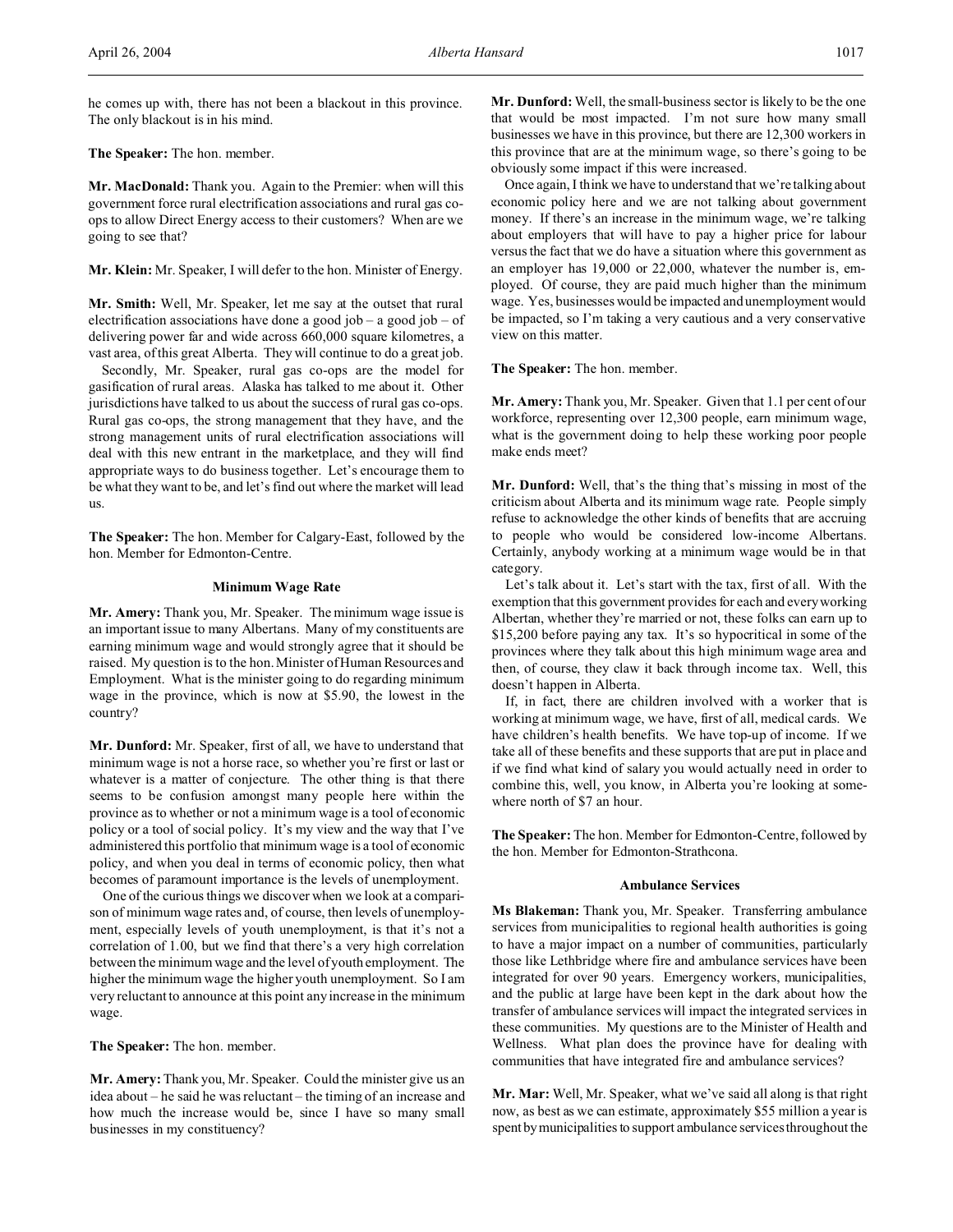he comes up with, there has not been a blackout in this province. The only blackout is in his mind.

**The Speaker:** The hon. member.

**Mr. MacDonald:** Thank you. Again to the Premier: when will this government force rural electrification associations and rural gas co-ops to allow Direct Energy access to their customers? When are we going to see that?

**Mr. Klein:** Mr. Speaker, I will defer to the hon. Minister of Energy.

**Mr. Smith:** Well, Mr. Speaker, let me say at the outset that rural electrification associations have done a good job – a good job – of delivering power far and wide across 660,000 square kilometres, a vast area, of this great Alberta. They will continue to do a great job.

Secondly, Mr. Speaker, rural gas co-ops are the model for gasification of rural areas. Alaska has talked to me about it. Other jurisdictions have talked to us about the success of rural gas co-ops. Rural gas co-ops, the strong management that they have, and the strong management units of rural electrification associations will deal with this new entrant in the marketplace, and they will find appropriate ways to do business together. Let's encourage them to be what they want to be, and let's find out where the market will lead us.

**The Speaker:** The hon. Member for Calgary-East, followed by the hon. Member for Edmonton-Centre.

### Minimum Wage Rate

**Mr. Amery:** Thank you, Mr. Speaker. The minimum wage issue is an important issue to many Albertans. Many of my constituents are earning minimum wage and would strongly agree that it should be raised. My question is to the hon. Minister of Human Resources and Employment. What is the minister going to do regarding minimum wage in the province, which is now at $5.90, the lowest in the country?

**Mr. Dunford:** Mr. Speaker, first of all, we have to understand that minimum wage is not a horse race, so whether you're first or last or whatever is a matter of conjecture. The other thing is that there seems to be confusion amongst many people here within the province as to whether or not a minimum wage is a tool of economic policy or a tool of social policy. It's my view and the way that I've administered this portfolio that minimum wage is a tool of economic policy, and when you deal in terms of economic policy, then what becomes of paramount importance is the levels of unemployment.

One of the curious things we discover when we look at a comparison of minimum wage rates and, of course, then levels of unemployment, especially levels of youth unemployment, is that it's not a correlation of 1.00, but we find that there's a very high correlation between the minimum wage and the level of youth employment. The higher the minimum wage the higher youth unemployment. So I am very reluctant to announce at this point any increase in the minimum wage.

**The Speaker:** The hon. member.

**Mr. Amery:** Thank you, Mr. Speaker. Could the minister give us an idea about – he said he was reluctant – the timing of an increase and how much the increase would be, since I have so many small businesses in my constituency?

**Mr. Dunford:** Well, the small-business sector is likely to be the one that would be most impacted. I'm not sure how many small businesses we have in this province, but there are 12,300 workers in this province that are at the minimum wage, so there's going to be obviously some impact if this were increased.

Once again, I think we have to understand that we're talking about economic policy here and we are not talking about government money. If there's an increase in the minimum wage, we're talking about employers that will have to pay a higher price for labour versus the fact that we do have a situation where this government as an employer has 19,000 or 22,000, whatever the number is, employed. Of course, they are paid much higher than the minimum wage. Yes, businesses would be impacted and unemployment would be impacted, so I'm taking a very cautious and a very conservative view on this matter.

**The Speaker:** The hon. member.

**Mr. Amery:** Thank you, Mr. Speaker. Given that 1.1 per cent of our workforce, representing over 12,300 people, earn minimum wage, what is the government doing to help these working poor people make ends meet?

**Mr. Dunford:** Well, that's the thing that's missing in most of the criticism about Alberta and its minimum wage rate. People simply refuse to acknowledge the other kinds of benefits that are accruing to people who would be considered low-income Albertans. Certainly, anybody working at a minimum wage would be in that category.

Let's talk about it. Let's start with the tax, first of all. With the exemption that this government provides for each and every working Albertan, whether they're married or not, these folks can earn up to $15,200 before paying any tax. It's so hypocritical in some of the provinces where they talk about this high minimum wage area and then, of course, they claw it back through income tax. Well, this doesn't happen in Alberta.

If, in fact, there are children involved with a worker that is working at minimum wage, we have, first of all, medical cards. We have children's health benefits. We have top-up of income. If we take all of these benefits and these supports that are put in place and if we find what kind of salary you would actually need in order to combine this, well, you know, in Alberta you're looking at somewhere north of $7 an hour.

**The Speaker:** The hon. Member for Edmonton-Centre, followed by the hon. Member for Edmonton-Strathcona.

### Ambulance Services

**Ms Blakeman:** Thank you, Mr. Speaker. Transferring ambulance services from municipalities to regional health authorities is going to have a major impact on a number of communities, particularly those like Lethbridge where fire and ambulance services have been integrated for over 90 years. Emergency workers, municipalities, and the public at large have been kept in the dark about how the transfer of ambulance services will impact the integrated services in these communities. My questions are to the Minister of Health and Wellness. What plan does the province have for dealing with communities that have integrated fire and ambulance services?

**Mr. Mar:** Well, Mr. Speaker, what we've said all along is that right now, as best as we can estimate, approximately $55 million a year is spent by municipalities to support ambulance services throughout the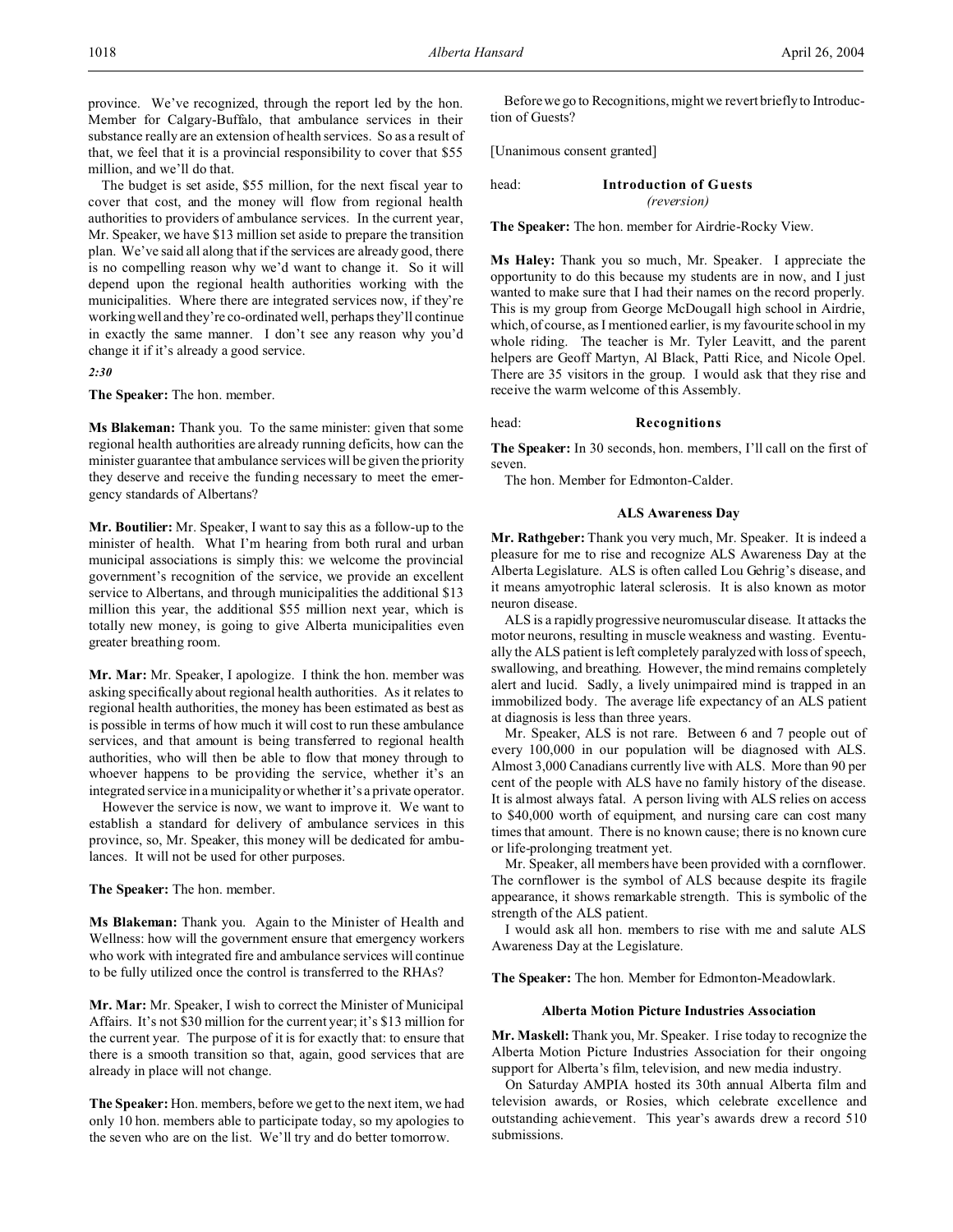province. We've recognized, through the report led by the hon. Member for Calgary-Buffalo, that ambulance services in their substance really are an extension of health services. So as a result of that, we feel that it is a provincial responsibility to cover that $55 million, and we'll do that.

The budget is set aside, $55 million, for the next fiscal year to cover that cost, and the money will flow from regional health authorities to providers of ambulance services. In the current year, Mr. Speaker, we have $13 million set aside to prepare the transition plan. We've said all along that if the services are already good, there is no compelling reason why we'd want to change it. So it will depend upon the regional health authorities working with the municipalities. Where there are integrated services now, if they're working well and they're co-ordinated well, perhaps they'll continue in exactly the same manner. I don't see any reason why you'd change it if it's already a good service.

*2:30*

**The Speaker:** The hon. member.

**Ms Blakeman:** Thank you. To the same minister: given that some regional health authorities are already running deficits, how can the minister guarantee that ambulance services will be given the priority they deserve and receive the funding necessary to meet the emergency standards of Albertans?

**Mr. Boutilier:** Mr. Speaker, I want to say this as a follow-up to the minister of health. What I'm hearing from both rural and urban municipal associations is simply this: we welcome the provincial government's recognition of the service, we provide an excellent service to Albertans, and through municipalities the additional $13 million this year, the additional $55 million next year, which is totally new money, is going to give Alberta municipalities even greater breathing room.

**Mr. Mar:** Mr. Speaker, I apologize. I think the hon. member was asking specifically about regional health authorities. As it relates to regional health authorities, the money has been estimated as best as is possible in terms of how much it will cost to run these ambulance services, and that amount is being transferred to regional health authorities, who will then be able to flow that money through to whoever happens to be providing the service, whether it's an integrated service in a municipality or whether it's a private operator.

However the service is now, we want to improve it. We want to establish a standard for delivery of ambulance services in this province, so, Mr. Speaker, this money will be dedicated for ambulances. It will not be used for other purposes.

**The Speaker:** The hon. member.

**Ms Blakeman:** Thank you. Again to the Minister of Health and Wellness: how will the government ensure that emergency workers who work with integrated fire and ambulance services will continue to be fully utilized once the control is transferred to the RHAs?

**Mr. Mar:** Mr. Speaker, I wish to correct the Minister of Municipal Affairs. It's not $30 million for the current year; it's $13 million for the current year. The purpose of it is for exactly that: to ensure that there is a smooth transition so that, again, good services that are already in place will not change.

**The Speaker:** Hon. members, before we get to the next item, we had only 10 hon. members able to participate today, so my apologies to the seven who are on the list. We'll try and do better tomorrow.

Before we go to Recognitions, might we revert briefly to Introduction of Guests?

[Unanimous consent granted]

head: **Introduction of Guests**
*(reversion)*

**The Speaker:** The hon. member for Airdrie-Rocky View.

**Ms Haley:** Thank you so much, Mr. Speaker. I appreciate the opportunity to do this because my students are in now, and I just wanted to make sure that I had their names on the record properly. This is my group from George McDougall high school in Airdrie, which, of course, as I mentioned earlier, is my favourite school in my whole riding. The teacher is Mr. Tyler Leavitt, and the parent helpers are Geoff Martyn, Al Black, Patti Rice, and Nicole Opel. There are 35 visitors in the group. I would ask that they rise and receive the warm welcome of this Assembly.

head: **Recognitions**

**The Speaker:** In 30 seconds, hon. members, I'll call on the first of seven.

The hon. Member for Edmonton-Calder.

### ALS Awareness Day

**Mr. Rathgeber:** Thank you very much, Mr. Speaker. It is indeed a pleasure for me to rise and recognize ALS Awareness Day at the Alberta Legislature. ALS is often called Lou Gehrig's disease, and it means amyotrophic lateral sclerosis. It is also known as motor neuron disease.

ALS is a rapidly progressive neuromuscular disease. It attacks the motor neurons, resulting in muscle weakness and wasting. Eventually the ALS patient is left completely paralyzed with loss of speech, swallowing, and breathing. However, the mind remains completely alert and lucid. Sadly, a lively unimpaired mind is trapped in an immobilized body. The average life expectancy of an ALS patient at diagnosis is less than three years.

Mr. Speaker, ALS is not rare. Between 6 and 7 people out of every 100,000 in our population will be diagnosed with ALS. Almost 3,000 Canadians currently live with ALS. More than 90 per cent of the people with ALS have no family history of the disease. It is almost always fatal. A person living with ALS relies on access to $40,000 worth of equipment, and nursing care can cost many times that amount. There is no known cause; there is no known cure or life-prolonging treatment yet.

Mr. Speaker, all members have been provided with a cornflower. The cornflower is the symbol of ALS because despite its fragile appearance, it shows remarkable strength. This is symbolic of the strength of the ALS patient.

I would ask all hon. members to rise with me and salute ALS Awareness Day at the Legislature.

**The Speaker:** The hon. Member for Edmonton-Meadowlark.

### Alberta Motion Picture Industries Association

**Mr. Maskell:** Thank you, Mr. Speaker. I rise today to recognize the Alberta Motion Picture Industries Association for their ongoing support for Alberta's film, television, and new media industry.

On Saturday AMPIA hosted its 30th annual Alberta film and television awards, or Rosies, which celebrate excellence and outstanding achievement. This year's awards drew a record 510 submissions.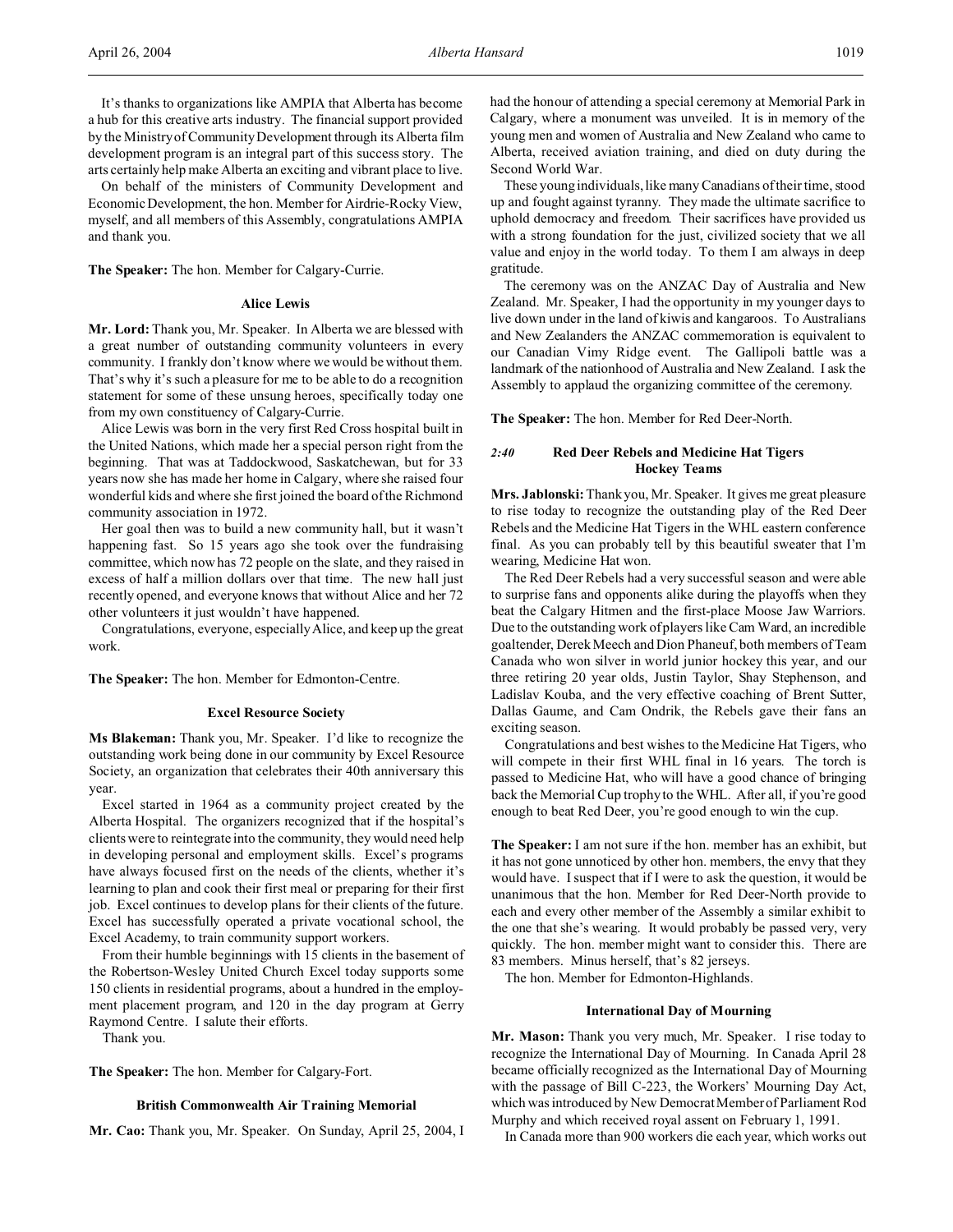It's thanks to organizations like AMPIA that Alberta has become a hub for this creative arts industry. The financial support provided by the Ministry of Community Development through its Alberta film development program is an integral part of this success story. The arts certainly help make Alberta an exciting and vibrant place to live.

On behalf of the ministers of Community Development and Economic Development, the hon. Member for Airdrie-Rocky View, myself, and all members of this Assembly, congratulations AMPIA and thank you.

**The Speaker:** The hon. Member for Calgary-Currie.

### Alice Lewis

**Mr. Lord:** Thank you, Mr. Speaker. In Alberta we are blessed with a great number of outstanding community volunteers in every community. I frankly don't know where we would be without them. That's why it's such a pleasure for me to be able to do a recognition statement for some of these unsung heroes, specifically today one from my own constituency of Calgary-Currie.

Alice Lewis was born in the very first Red Cross hospital built in the United Nations, which made her a special person right from the beginning. That was at Taddockwood, Saskatchewan, but for 33 years now she has made her home in Calgary, where she raised four wonderful kids and where she first joined the board of the Richmond community association in 1972.

Her goal then was to build a new community hall, but it wasn't happening fast. So 15 years ago she took over the fundraising committee, which now has 72 people on the slate, and they raised in excess of half a million dollars over that time. The new hall just recently opened, and everyone knows that without Alice and her 72 other volunteers it just wouldn't have happened.

Congratulations, everyone, especially Alice, and keep up the great work.

**The Speaker:** The hon. Member for Edmonton-Centre.

### Excel Resource Society

**Ms Blakeman:** Thank you, Mr. Speaker. I'd like to recognize the outstanding work being done in our community by Excel Resource Society, an organization that celebrates their 40th anniversary this year.

Excel started in 1964 as a community project created by the Alberta Hospital. The organizers recognized that if the hospital's clients were to reintegrate into the community, they would need help in developing personal and employment skills. Excel's programs have always focused first on the needs of the clients, whether it's learning to plan and cook their first meal or preparing for their first job. Excel continues to develop plans for their clients of the future. Excel has successfully operated a private vocational school, the Excel Academy, to train community support workers.

From their humble beginnings with 15 clients in the basement of the Robertson-Wesley United Church Excel today supports some 150 clients in residential programs, about a hundred in the employment placement program, and 120 in the day program at Gerry Raymond Centre. I salute their efforts.

Thank you.

**The Speaker:** The hon. Member for Calgary-Fort.

### British Commonwealth Air Training Memorial

**Mr. Cao:** Thank you, Mr. Speaker. On Sunday, April 25, 2004, I had the honour of attending a special ceremony at Memorial Park in Calgary, where a monument was unveiled. It is in memory of the young men and women of Australia and New Zealand who came to Alberta, received aviation training, and died on duty during the Second World War.

These young individuals, like many Canadians of their time, stood up and fought against tyranny. They made the ultimate sacrifice to uphold democracy and freedom. Their sacrifices have provided us with a strong foundation for the just, civilized society that we all value and enjoy in the world today. To them I am always in deep gratitude.

The ceremony was on the ANZAC Day of Australia and New Zealand. Mr. Speaker, I had the opportunity in my younger days to live down under in the land of kiwis and kangaroos. To Australians and New Zealanders the ANZAC commemoration is equivalent to our Canadian Vimy Ridge event. The Gallipoli battle was a landmark of the nationhood of Australia and New Zealand. I ask the Assembly to applaud the organizing committee of the ceremony.

**The Speaker:** The hon. Member for Red Deer-North.

### *2:40* Red Deer Rebels and Medicine Hat Tigers Hockey Teams

**Mrs. Jablonski:** Thank you, Mr. Speaker. It gives me great pleasure to rise today to recognize the outstanding play of the Red Deer Rebels and the Medicine Hat Tigers in the WHL eastern conference final. As you can probably tell by this beautiful sweater that I'm wearing, Medicine Hat won.

The Red Deer Rebels had a very successful season and were able to surprise fans and opponents alike during the playoffs when they beat the Calgary Hitmen and the first-place Moose Jaw Warriors. Due to the outstanding work of players like Cam Ward, an incredible goaltender, Derek Meech and Dion Phaneuf, both members of Team Canada who won silver in world junior hockey this year, and our three retiring 20 year olds, Justin Taylor, Shay Stephenson, and Ladislav Kouba, and the very effective coaching of Brent Sutter, Dallas Gaume, and Cam Ondrik, the Rebels gave their fans an exciting season.

Congratulations and best wishes to the Medicine Hat Tigers, who will compete in their first WHL final in 16 years. The torch is passed to Medicine Hat, who will have a good chance of bringing back the Memorial Cup trophy to the WHL. After all, if you're good enough to beat Red Deer, you're good enough to win the cup.

**The Speaker:** I am not sure if the hon. member has an exhibit, but it has not gone unnoticed by other hon. members, the envy that they would have. I suspect that if I were to ask the question, it would be unanimous that the hon. Member for Red Deer-North provide to each and every other member of the Assembly a similar exhibit to the one that she's wearing. It would probably be passed very, very quickly. The hon. member might want to consider this. There are 83 members. Minus herself, that's 82 jerseys.

The hon. Member for Edmonton-Highlands.

### International Day of Mourning

**Mr. Mason:** Thank you very much, Mr. Speaker. I rise today to recognize the International Day of Mourning. In Canada April 28 became officially recognized as the International Day of Mourning with the passage of Bill C-223, the Workers' Mourning Day Act, which was introduced by New Democrat Member of Parliament Rod Murphy and which received royal assent on February 1, 1991.

In Canada more than 900 workers die each year, which works out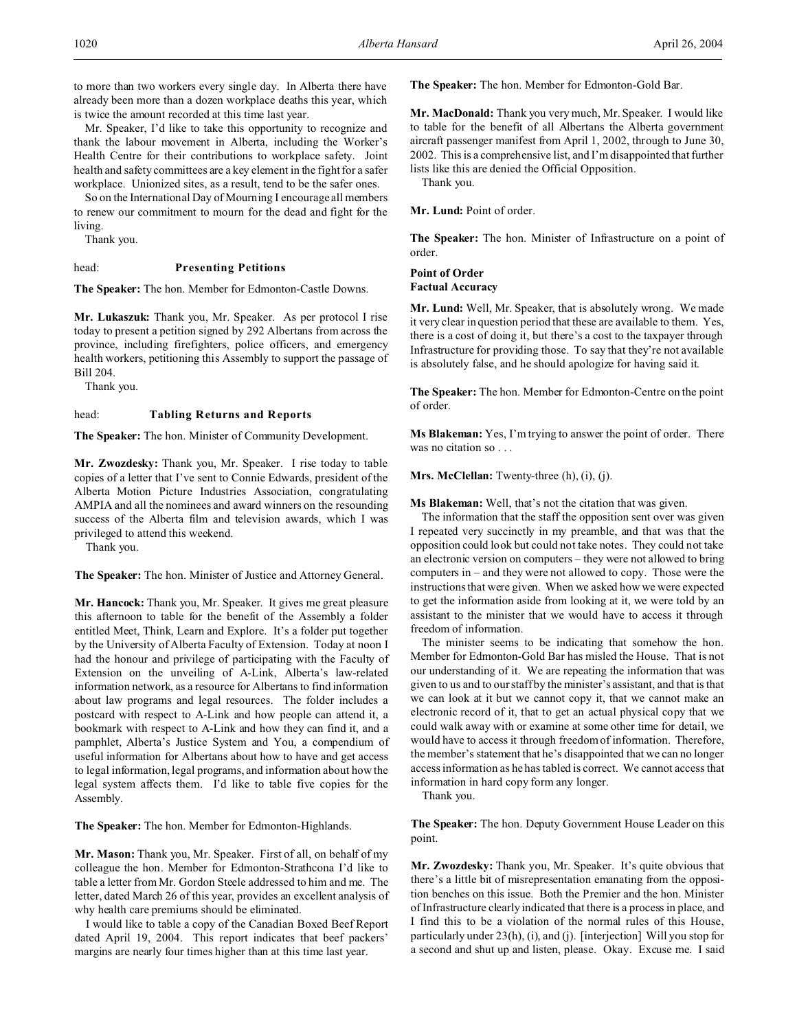to more than two workers every single day. In Alberta there have already been more than a dozen workplace deaths this year, which is twice the amount recorded at this time last year.

Mr. Speaker, I'd like to take this opportunity to recognize and thank the labour movement in Alberta, including the Worker's Health Centre for their contributions to workplace safety. Joint health and safety committees are a key element in the fight for a safer workplace. Unionized sites, as a result, tend to be the safer ones.

So on the International Day of Mourning I encourage all members to renew our commitment to mourn for the dead and fight for the living.

Thank you.

head: **Presenting Petitions**

**The Speaker:** The hon. Member for Edmonton-Castle Downs.

**Mr. Lukaszuk:** Thank you, Mr. Speaker. As per protocol I rise today to present a petition signed by 292 Albertans from across the province, including firefighters, police officers, and emergency health workers, petitioning this Assembly to support the passage of Bill 204.

Thank you.

head: **Tabling Returns and Reports**

**The Speaker:** The hon. Minister of Community Development.

**Mr. Zwozdesky:** Thank you, Mr. Speaker. I rise today to table copies of a letter that I've sent to Connie Edwards, president of the Alberta Motion Picture Industries Association, congratulating AMPIA and all the nominees and award winners on the resounding success of the Alberta film and television awards, which I was privileged to attend this weekend.

Thank you.

**The Speaker:** The hon. Minister of Justice and Attorney General.

**Mr. Hancock:** Thank you, Mr. Speaker. It gives me great pleasure this afternoon to table for the benefit of the Assembly a folder entitled Meet, Think, Learn and Explore. It's a folder put together by the University of Alberta Faculty of Extension. Today at noon I had the honour and privilege of participating with the Faculty of Extension on the unveiling of A-Link, Alberta's law-related information network, as a resource for Albertans to find information about law programs and legal resources. The folder includes a postcard with respect to A-Link and how people can attend it, a bookmark with respect to A-Link and how they can find it, and a pamphlet, Alberta's Justice System and You, a compendium of useful information for Albertans about how to have and get access to legal information, legal programs, and information about how the legal system affects them. I'd like to table five copies for the Assembly.

**The Speaker:** The hon. Member for Edmonton-Highlands.

**Mr. Mason:** Thank you, Mr. Speaker. First of all, on behalf of my colleague the hon. Member for Edmonton-Strathcona I'd like to table a letter from Mr. Gordon Steele addressed to him and me. The letter, dated March 26 of this year, provides an excellent analysis of why health care premiums should be eliminated.

I would like to table a copy of the Canadian Boxed Beef Report dated April 19, 2004. This report indicates that beef packers' margins are nearly four times higher than at this time last year.

**The Speaker:** The hon. Member for Edmonton-Gold Bar.

**Mr. MacDonald:** Thank you very much, Mr. Speaker. I would like to table for the benefit of all Albertans the Alberta government aircraft passenger manifest from April 1, 2002, through to June 30, 2002. This is a comprehensive list, and I'm disappointed that further lists like this are denied the Official Opposition.

Thank you.

**Mr. Lund:** Point of order.

**The Speaker:** The hon. Minister of Infrastructure on a point of order.

**Point of Order**
**Factual Accuracy**

**Mr. Lund:** Well, Mr. Speaker, that is absolutely wrong. We made it very clear in question period that these are available to them. Yes, there is a cost of doing it, but there's a cost to the taxpayer through Infrastructure for providing those. To say that they're not available is absolutely false, and he should apologize for having said it.

**The Speaker:** The hon. Member for Edmonton-Centre on the point of order.

**Ms Blakeman:** Yes, I'm trying to answer the point of order. There was no citation so . . .

**Mrs. McClellan:** Twenty-three (h), (i), (j).

**Ms Blakeman:** Well, that's not the citation that was given.

The information that the staff the opposition sent over was given I repeated very succinctly in my preamble, and that was that the opposition could look but could not take notes. They could not take an electronic version on computers – they were not allowed to bring computers in – and they were not allowed to copy. Those were the instructions that were given. When we asked how we were expected to get the information aside from looking at it, we were told by an assistant to the minister that we would have to access it through freedom of information.

The minister seems to be indicating that somehow the hon. Member for Edmonton-Gold Bar has misled the House. That is not our understanding of it. We are repeating the information that was given to us and to our staff by the minister's assistant, and that is that we can look at it but we cannot copy it, that we cannot make an electronic record of it, that to get an actual physical copy that we could walk away with or examine at some other time for detail, we would have to access it through freedom of information. Therefore, the member's statement that he's disappointed that we can no longer access information as he has tabled is correct. We cannot access that information in hard copy form any longer.

Thank you.

**The Speaker:** The hon. Deputy Government House Leader on this point.

**Mr. Zwozdesky:** Thank you, Mr. Speaker. It's quite obvious that there's a little bit of misrepresentation emanating from the opposition benches on this issue. Both the Premier and the hon. Minister of Infrastructure clearly indicated that there is a process in place, and I find this to be a violation of the normal rules of this House, particularly under 23(h), (i), and (j). [interjection] Will you stop for a second and shut up and listen, please. Okay. Excuse me. I said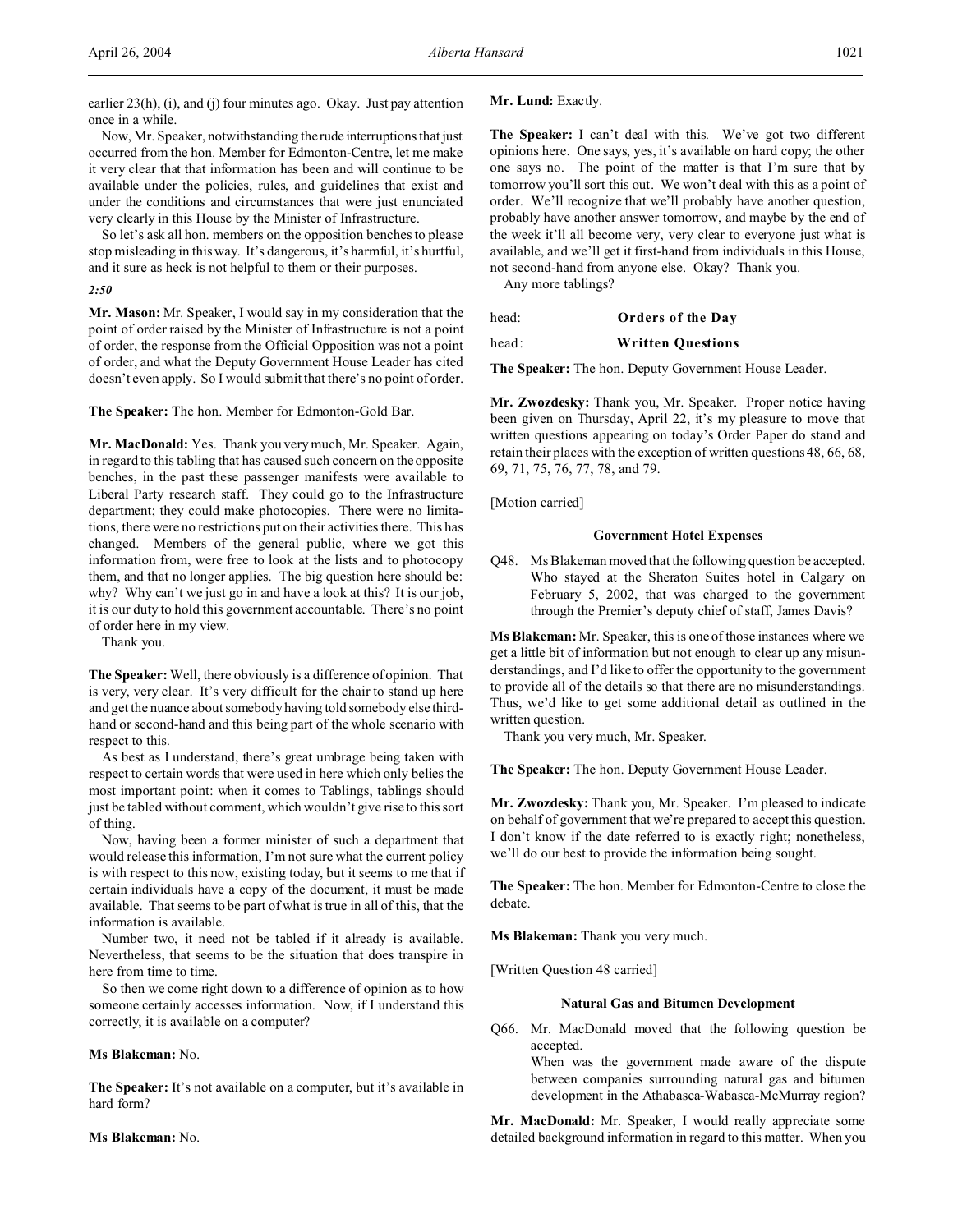earlier 23(h), (i), and (j) four minutes ago. Okay. Just pay attention once in a while.

Now, Mr. Speaker, notwithstanding the rude interruptions that just occurred from the hon. Member for Edmonton-Centre, let me make it very clear that that information has been and will continue to be available under the policies, rules, and guidelines that exist and under the conditions and circumstances that were just enunciated very clearly in this House by the Minister of Infrastructure.

So let's ask all hon. members on the opposition benches to please stop misleading in this way. It's dangerous, it's harmful, it's hurtful, and it sure as heck is not helpful to them or their purposes.

*2:50*

**Mr. Mason:** Mr. Speaker, I would say in my consideration that the point of order raised by the Minister of Infrastructure is not a point of order, the response from the Official Opposition was not a point of order, and what the Deputy Government House Leader has cited doesn't even apply. So I would submit that there's no point of order.

**The Speaker:** The hon. Member for Edmonton-Gold Bar.

**Mr. MacDonald:** Yes. Thank you very much, Mr. Speaker. Again, in regard to this tabling that has caused such concern on the opposite benches, in the past these passenger manifests were available to Liberal Party research staff. They could go to the Infrastructure department; they could make photocopies. There were no limitations, there were no restrictions put on their activities there. This has changed. Members of the general public, where we got this information from, were free to look at the lists and to photocopy them, and that no longer applies. The big question here should be: why? Why can't we just go in and have a look at this? It is our job, it is our duty to hold this government accountable. There's no point of order here in my view.

Thank you.

**The Speaker:** Well, there obviously is a difference of opinion. That is very, very clear. It's very difficult for the chair to stand up here and get the nuance about somebody having told somebody else third-hand or second-hand and this being part of the whole scenario with respect to this.

As best as I understand, there's great umbrage being taken with respect to certain words that were used in here which only belies the most important point: when it comes to Tablings, tablings should just be tabled without comment, which wouldn't give rise to this sort of thing.

Now, having been a former minister of such a department that would release this information, I'm not sure what the current policy is with respect to this now, existing today, but it seems to me that if certain individuals have a copy of the document, it must be made available. That seems to be part of what is true in all of this, that the information is available.

Number two, it need not be tabled if it already is available. Nevertheless, that seems to be the situation that does transpire in here from time to time.

So then we come right down to a difference of opinion as to how someone certainly accesses information. Now, if I understand this correctly, it is available on a computer?

**Ms Blakeman:** No.

**The Speaker:** It's not available on a computer, but it's available in hard form?

**Ms Blakeman:** No.

**Mr. Lund:** Exactly.

**The Speaker:** I can't deal with this. We've got two different opinions here. One says, yes, it's available on hard copy; the other one says no. The point of the matter is that I'm sure that by tomorrow you'll sort this out. We won't deal with this as a point of order. We'll recognize that we'll probably have another question, probably have another answer tomorrow, and maybe by the end of the week it'll all become very, very clear to everyone just what is available, and we'll get it first-hand from individuals in this House, not second-hand from anyone else. Okay? Thank you.

Any more tablings?

head: **Orders of the Day**

head: **Written Questions**

**The Speaker:** The hon. Deputy Government House Leader.

**Mr. Zwozdesky:** Thank you, Mr. Speaker. Proper notice having been given on Thursday, April 22, it's my pleasure to move that written questions appearing on today's Order Paper do stand and retain their places with the exception of written questions 48, 66, 68, 69, 71, 75, 76, 77, 78, and 79.

[Motion carried]

### Government Hotel Expenses

Q48. Ms Blakeman moved that the following question be accepted.
Who stayed at the Sheraton Suites hotel in Calgary on February 5, 2002, that was charged to the government through the Premier's deputy chief of staff, James Davis?

**Ms Blakeman:** Mr. Speaker, this is one of those instances where we get a little bit of information but not enough to clear up any misunderstandings, and I'd like to offer the opportunity to the government to provide all of the details so that there are no misunderstandings. Thus, we'd like to get some additional detail as outlined in the written question.

Thank you very much, Mr. Speaker.

**The Speaker:** The hon. Deputy Government House Leader.

**Mr. Zwozdesky:** Thank you, Mr. Speaker. I'm pleased to indicate on behalf of government that we're prepared to accept this question. I don't know if the date referred to is exactly right; nonetheless, we'll do our best to provide the information being sought.

**The Speaker:** The hon. Member for Edmonton-Centre to close the debate.

**Ms Blakeman:** Thank you very much.

[Written Question 48 carried]

### Natural Gas and Bitumen Development

Q66. Mr. MacDonald moved that the following question be accepted.
When was the government made aware of the dispute between companies surrounding natural gas and bitumen development in the Athabasca-Wabasca-McMurray region?

**Mr. MacDonald:** Mr. Speaker, I would really appreciate some detailed background information in regard to this matter. When you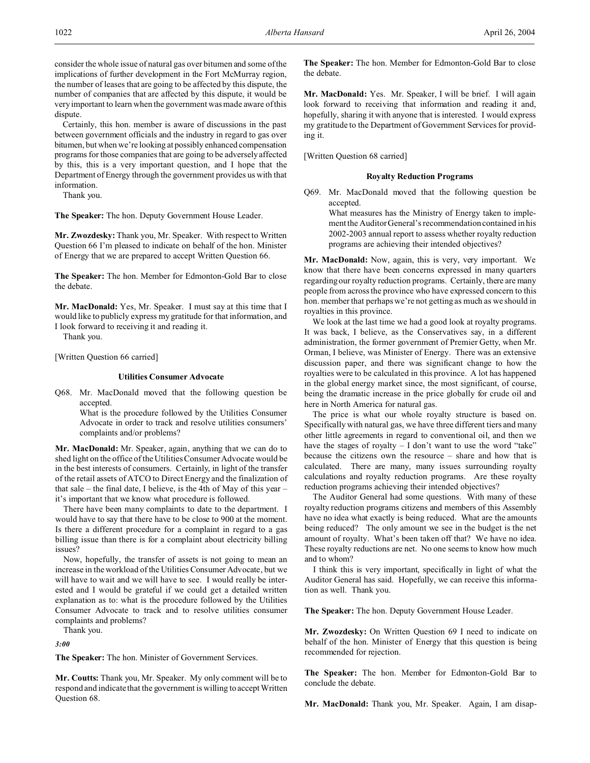consider the whole issue of natural gas over bitumen and some of the implications of further development in the Fort McMurray region, the number of leases that are going to be affected by this dispute, the number of companies that are affected by this dispute, it would be very important to learn when the government was made aware of this dispute.

Certainly, this hon. member is aware of discussions in the past between government officials and the industry in regard to gas over bitumen, but when we're looking at possibly enhanced compensation programs for those companies that are going to be adversely affected by this, this is a very important question, and I hope that the Department of Energy through the government provides us with that information.

Thank you.

**The Speaker:** The hon. Deputy Government House Leader.

**Mr. Zwozdesky:** Thank you, Mr. Speaker. With respect to Written Question 66 I'm pleased to indicate on behalf of the hon. Minister of Energy that we are prepared to accept Written Question 66.

**The Speaker:** The hon. Member for Edmonton-Gold Bar to close the debate.

**Mr. MacDonald:** Yes, Mr. Speaker. I must say at this time that I would like to publicly express my gratitude for that information, and I look forward to receiving it and reading it.

Thank you.

[Written Question 66 carried]

### Utilities Consumer Advocate

Q68. Mr. MacDonald moved that the following question be accepted.
What is the procedure followed by the Utilities Consumer Advocate in order to track and resolve utilities consumers' complaints and/or problems?

**Mr. MacDonald:** Mr. Speaker, again, anything that we can do to shed light on the office of the Utilities Consumer Advocate would be in the best interests of consumers. Certainly, in light of the transfer of the retail assets of ATCO to Direct Energy and the finalization of that sale – the final date, I believe, is the 4th of May of this year – it's important that we know what procedure is followed.

There have been many complaints to date to the department. I would have to say that there have to be close to 900 at the moment. Is there a different procedure for a complaint in regard to a gas billing issue than there is for a complaint about electricity billing issues?

Now, hopefully, the transfer of assets is not going to mean an increase in the workload of the Utilities Consumer Advocate, but we will have to wait and we will have to see. I would really be interested and I would be grateful if we could get a detailed written explanation as to: what is the procedure followed by the Utilities Consumer Advocate to track and to resolve utilities consumer complaints and problems?

Thank you.

*3:00*

**The Speaker:** The hon. Minister of Government Services.

**Mr. Coutts:** Thank you, Mr. Speaker. My only comment will be to respond and indicate that the government is willing to accept Written Question 68.

**The Speaker:** The hon. Member for Edmonton-Gold Bar to close the debate.

**Mr. MacDonald:** Yes. Mr. Speaker, I will be brief. I will again look forward to receiving that information and reading it and, hopefully, sharing it with anyone that is interested. I would express my gratitude to the Department of Government Services for providing it.

[Written Question 68 carried]

### Royalty Reduction Programs

Q69. Mr. MacDonald moved that the following question be accepted.
What measures has the Ministry of Energy taken to implement the Auditor General's recommendation contained in his 2002-2003 annual report to assess whether royalty reduction programs are achieving their intended objectives?

**Mr. MacDonald:** Now, again, this is very, very important. We know that there have been concerns expressed in many quarters regarding our royalty reduction programs. Certainly, there are many people from across the province who have expressed concern to this hon. member that perhaps we're not getting as much as we should in royalties in this province.

We look at the last time we had a good look at royalty programs. It was back, I believe, as the Conservatives say, in a different administration, the former government of Premier Getty, when Mr. Orman, I believe, was Minister of Energy. There was an extensive discussion paper, and there was significant change to how the royalties were to be calculated in this province. A lot has happened in the global energy market since, the most significant, of course, being the dramatic increase in the price globally for crude oil and here in North America for natural gas.

The price is what our whole royalty structure is based on. Specifically with natural gas, we have three different tiers and many other little agreements in regard to conventional oil, and then we have the stages of royalty – I don't want to use the word "take" because the citizens own the resource – share and how that is calculated. There are many, many issues surrounding royalty calculations and royalty reduction programs. Are these royalty reduction programs achieving their intended objectives?

The Auditor General had some questions. With many of these royalty reduction programs citizens and members of this Assembly have no idea what exactly is being reduced. What are the amounts being reduced? The only amount we see in the budget is the net amount of royalty. What's been taken off that? We have no idea. These royalty reductions are net. No one seems to know how much and to whom?

I think this is very important, specifically in light of what the Auditor General has said. Hopefully, we can receive this information as well. Thank you.

**The Speaker:** The hon. Deputy Government House Leader.

**Mr. Zwozdesky:** On Written Question 69 I need to indicate on behalf of the hon. Minister of Energy that this question is being recommended for rejection.

**The Speaker:** The hon. Member for Edmonton-Gold Bar to conclude the debate.

**Mr. MacDonald:** Thank you, Mr. Speaker. Again, I am disap-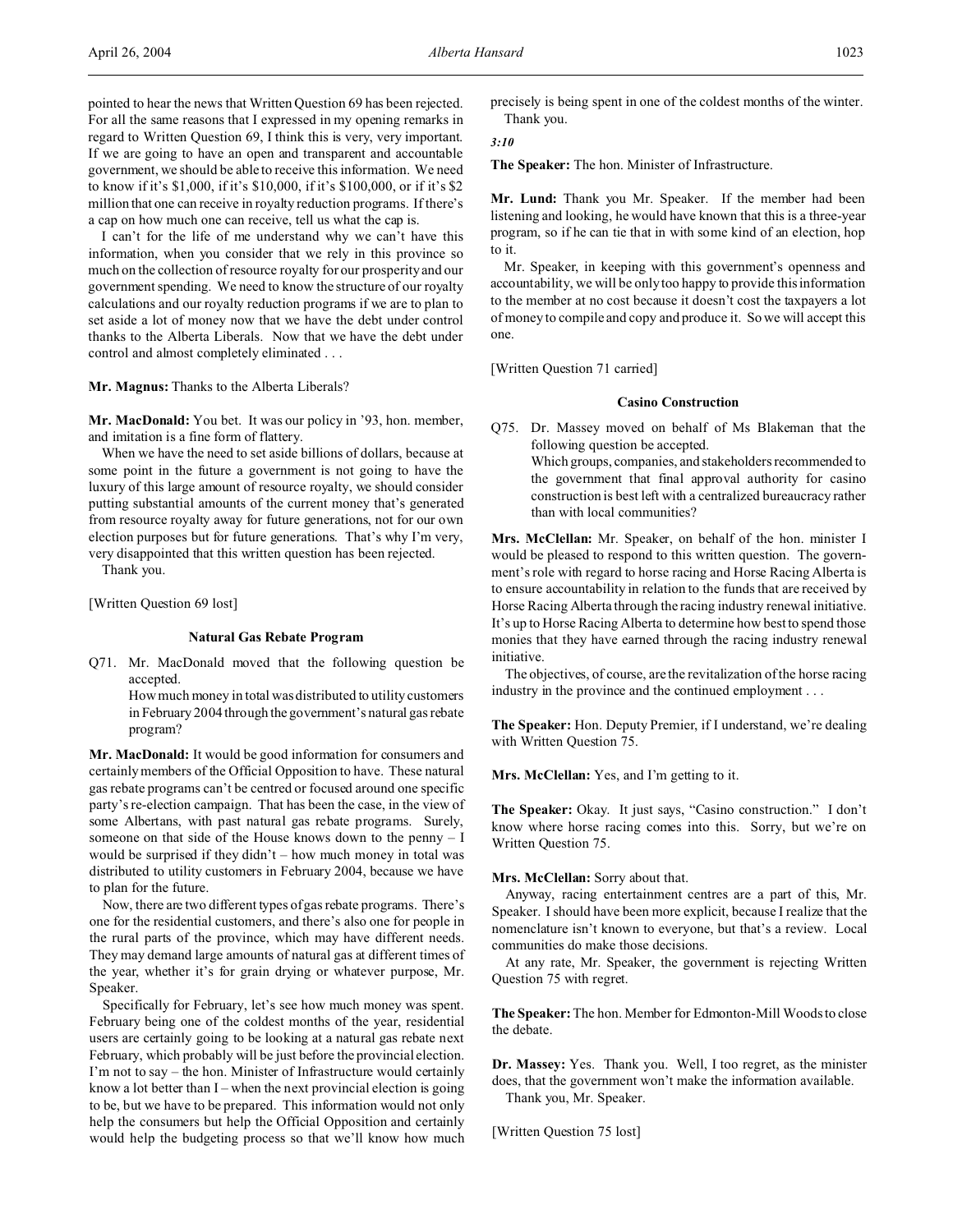pointed to hear the news that Written Question 69 has been rejected. For all the same reasons that I expressed in my opening remarks in regard to Written Question 69, I think this is very, very important. If we are going to have an open and transparent and accountable government, we should be able to receive this information. We need to know if it's $1,000, if it's $10,000, if it's $100,000, or if it's $2 million that one can receive in royalty reduction programs. If there's a cap on how much one can receive, tell us what the cap is.

I can't for the life of me understand why we can't have this information, when you consider that we rely in this province so much on the collection of resource royalty for our prosperity and our government spending. We need to know the structure of our royalty calculations and our royalty reduction programs if we are to plan to set aside a lot of money now that we have the debt under control thanks to the Alberta Liberals. Now that we have the debt under control and almost completely eliminated . . .

**Mr. Magnus:** Thanks to the Alberta Liberals?

**Mr. MacDonald:** You bet. It was our policy in '93, hon. member, and imitation is a fine form of flattery.

When we have the need to set aside billions of dollars, because at some point in the future a government is not going to have the luxury of this large amount of resource royalty, we should consider putting substantial amounts of the current money that's generated from resource royalty away for future generations, not for our own election purposes but for future generations. That's why I'm very, very disappointed that this written question has been rejected.

Thank you.

[Written Question 69 lost]

### Natural Gas Rebate Program

Q71. Mr. MacDonald moved that the following question be accepted.

How much money in total was distributed to utility customers in February 2004 through the government's natural gas rebate program?

**Mr. MacDonald:** It would be good information for consumers and certainly members of the Official Opposition to have. These natural gas rebate programs can't be centred or focused around one specific party's re-election campaign. That has been the case, in the view of some Albertans, with past natural gas rebate programs. Surely, someone on that side of the House knows down to the penny – I would be surprised if they didn't – how much money in total was distributed to utility customers in February 2004, because we have to plan for the future.

Now, there are two different types of gas rebate programs. There's one for the residential customers, and there's also one for people in the rural parts of the province, which may have different needs. They may demand large amounts of natural gas at different times of the year, whether it's for grain drying or whatever purpose, Mr. Speaker.

Specifically for February, let's see how much money was spent. February being one of the coldest months of the year, residential users are certainly going to be looking at a natural gas rebate next February, which probably will be just before the provincial election. I'm not to say – the hon. Minister of Infrastructure would certainly know a lot better than I – when the next provincial election is going to be, but we have to be prepared. This information would not only help the consumers but help the Official Opposition and certainly would help the budgeting process so that we'll know how much precisely is being spent in one of the coldest months of the winter.

Thank you.

*3:10*

**The Speaker:** The hon. Minister of Infrastructure.

**Mr. Lund:** Thank you Mr. Speaker. If the member had been listening and looking, he would have known that this is a three-year program, so if he can tie that in with some kind of an election, hop to it.

Mr. Speaker, in keeping with this government's openness and accountability, we will be only too happy to provide this information to the member at no cost because it doesn't cost the taxpayers a lot of money to compile and copy and produce it. So we will accept this one.

[Written Question 71 carried]

### Casino Construction

Q75. Dr. Massey moved on behalf of Ms Blakeman that the following question be accepted.

Which groups, companies, and stakeholders recommended to the government that final approval authority for casino construction is best left with a centralized bureaucracy rather than with local communities?

**Mrs. McClellan:** Mr. Speaker, on behalf of the hon. minister I would be pleased to respond to this written question. The government's role with regard to horse racing and Horse Racing Alberta is to ensure accountability in relation to the funds that are received by Horse Racing Alberta through the racing industry renewal initiative. It's up to Horse Racing Alberta to determine how best to spend those monies that they have earned through the racing industry renewal initiative.

The objectives, of course, are the revitalization of the horse racing industry in the province and the continued employment . . .

**The Speaker:** Hon. Deputy Premier, if I understand, we're dealing with Written Question 75.

**Mrs. McClellan:** Yes, and I'm getting to it.

**The Speaker:** Okay. It just says, "Casino construction." I don't know where horse racing comes into this. Sorry, but we're on Written Question 75.

**Mrs. McClellan:** Sorry about that.

Anyway, racing entertainment centres are a part of this, Mr. Speaker. I should have been more explicit, because I realize that the nomenclature isn't known to everyone, but that's a review. Local communities do make those decisions.

At any rate, Mr. Speaker, the government is rejecting Written Question 75 with regret.

**The Speaker:** The hon. Member for Edmonton-Mill Woods to close the debate.

**Dr. Massey:** Yes. Thank you. Well, I too regret, as the minister does, that the government won't make the information available.

Thank you, Mr. Speaker.

[Written Question 75 lost]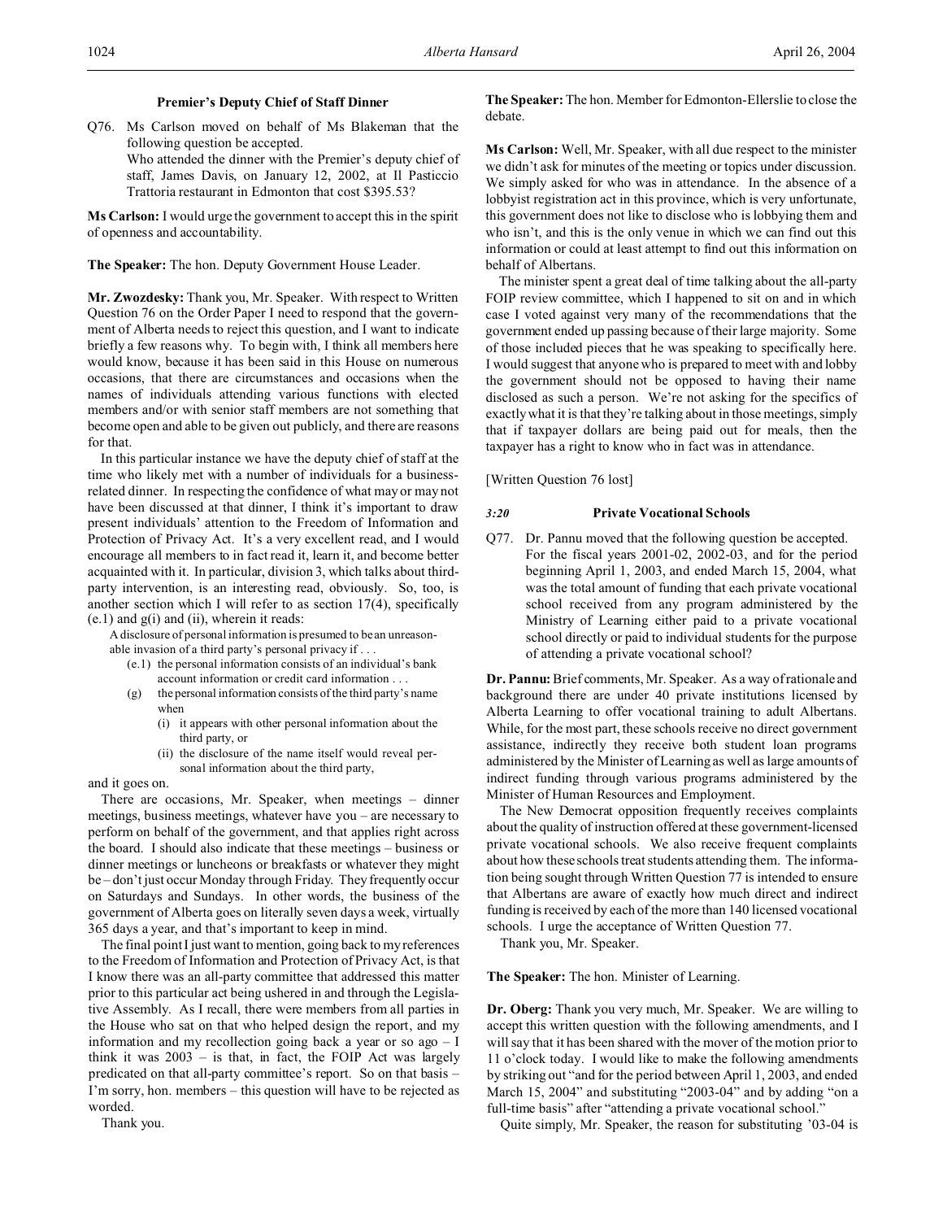### Premier's Deputy Chief of Staff Dinner

Q76. Ms Carlson moved on behalf of Ms Blakeman that the following question be accepted.
Who attended the dinner with the Premier's deputy chief of staff, James Davis, on January 12, 2002, at Il Pasticcio Trattoria restaurant in Edmonton that cost $395.53?

**Ms Carlson:** I would urge the government to accept this in the spirit of openness and accountability.

**The Speaker:** The hon. Deputy Government House Leader.

**Mr. Zwozdesky:** Thank you, Mr. Speaker. With respect to Written Question 76 on the Order Paper I need to respond that the government of Alberta needs to reject this question, and I want to indicate briefly a few reasons why. To begin with, I think all members here would know, because it has been said in this House on numerous occasions, that there are circumstances and occasions when the names of individuals attending various functions with elected members and/or with senior staff members are not something that become open and able to be given out publicly, and there are reasons for that.

In this particular instance we have the deputy chief of staff at the time who likely met with a number of individuals for a business-related dinner. In respecting the confidence of what may or may not have been discussed at that dinner, I think it's important to draw present individuals' attention to the Freedom of Information and Protection of Privacy Act. It's a very excellent read, and I would encourage all members to in fact read it, learn it, and become better acquainted with it. In particular, division 3, which talks about third-party intervention, is an interesting read, obviously. So, too, is another section which I will refer to as section 17(4), specifically (e.1) and g(i) and (ii), wherein it reads:

> A disclosure of personal information is presumed to be an unreasonable invasion of a third party's personal privacy if . . .
> (e.1) the personal information consists of an individual's bank account information or credit card information . . .
> (g) the personal information consists of the third party's name when
> (i) it appears with other personal information about the third party, or
> (ii) the disclosure of the name itself would reveal personal information about the third party,

and it goes on.

There are occasions, Mr. Speaker, when meetings – dinner meetings, business meetings, whatever have you – are necessary to perform on behalf of the government, and that applies right across the board. I should also indicate that these meetings – business or dinner meetings or luncheons or breakfasts or whatever they might be – don't just occur Monday through Friday. They frequently occur on Saturdays and Sundays. In other words, the business of the government of Alberta goes on literally seven days a week, virtually 365 days a year, and that's important to keep in mind.

The final point I just want to mention, going back to my references to the Freedom of Information and Protection of Privacy Act, is that I know there was an all-party committee that addressed this matter prior to this particular act being ushered in and through the Legislative Assembly. As I recall, there were members from all parties in the House who sat on that who helped design the report, and my information and my recollection going back a year or so ago – I think it was 2003 – is that, in fact, the FOIP Act was largely predicated on that all-party committee's report. So on that basis – I'm sorry, hon. members – this question will have to be rejected as worded.

Thank you.

**The Speaker:** The hon. Member for Edmonton-Ellerslie to close the debate.

**Ms Carlson:** Well, Mr. Speaker, with all due respect to the minister we didn't ask for minutes of the meeting or topics under discussion. We simply asked for who was in attendance. In the absence of a lobbyist registration act in this province, which is very unfortunate, this government does not like to disclose who is lobbying them and who isn't, and this is the only venue in which we can find out this information or could at least attempt to find out this information on behalf of Albertans.

The minister spent a great deal of time talking about the all-party FOIP review committee, which I happened to sit on and in which case I voted against very many of the recommendations that the government ended up passing because of their large majority. Some of those included pieces that he was speaking to specifically here. I would suggest that anyone who is prepared to meet with and lobby the government should not be opposed to having their name disclosed as such a person. We're not asking for the specifics of exactly what it is that they're talking about in those meetings, simply that if taxpayer dollars are being paid out for meals, then the taxpayer has a right to know who in fact was in attendance.

[Written Question 76 lost]

### *3:20* Private Vocational Schools

Q77. Dr. Pannu moved that the following question be accepted.
For the fiscal years 2001-02, 2002-03, and for the period beginning April 1, 2003, and ended March 15, 2004, what was the total amount of funding that each private vocational school received from any program administered by the Ministry of Learning either paid to a private vocational school directly or paid to individual students for the purpose of attending a private vocational school?

**Dr. Pannu:** Brief comments, Mr. Speaker. As a way of rationale and background there are under 40 private institutions licensed by Alberta Learning to offer vocational training to adult Albertans. While, for the most part, these schools receive no direct government assistance, indirectly they receive both student loan programs administered by the Minister of Learning as well as large amounts of indirect funding through various programs administered by the Minister of Human Resources and Employment.

The New Democrat opposition frequently receives complaints about the quality of instruction offered at these government-licensed private vocational schools. We also receive frequent complaints about how these schools treat students attending them. The information being sought through Written Question 77 is intended to ensure that Albertans are aware of exactly how much direct and indirect funding is received by each of the more than 140 licensed vocational schools. I urge the acceptance of Written Question 77.

Thank you, Mr. Speaker.

**The Speaker:** The hon. Minister of Learning.

**Dr. Oberg:** Thank you very much, Mr. Speaker. We are willing to accept this written question with the following amendments, and I will say that it has been shared with the mover of the motion prior to 11 o'clock today. I would like to make the following amendments by striking out "and for the period between April 1, 2003, and ended March 15, 2004" and substituting "2003-04" and by adding "on a full-time basis" after "attending a private vocational school."

Quite simply, Mr. Speaker, the reason for substituting '03-04 is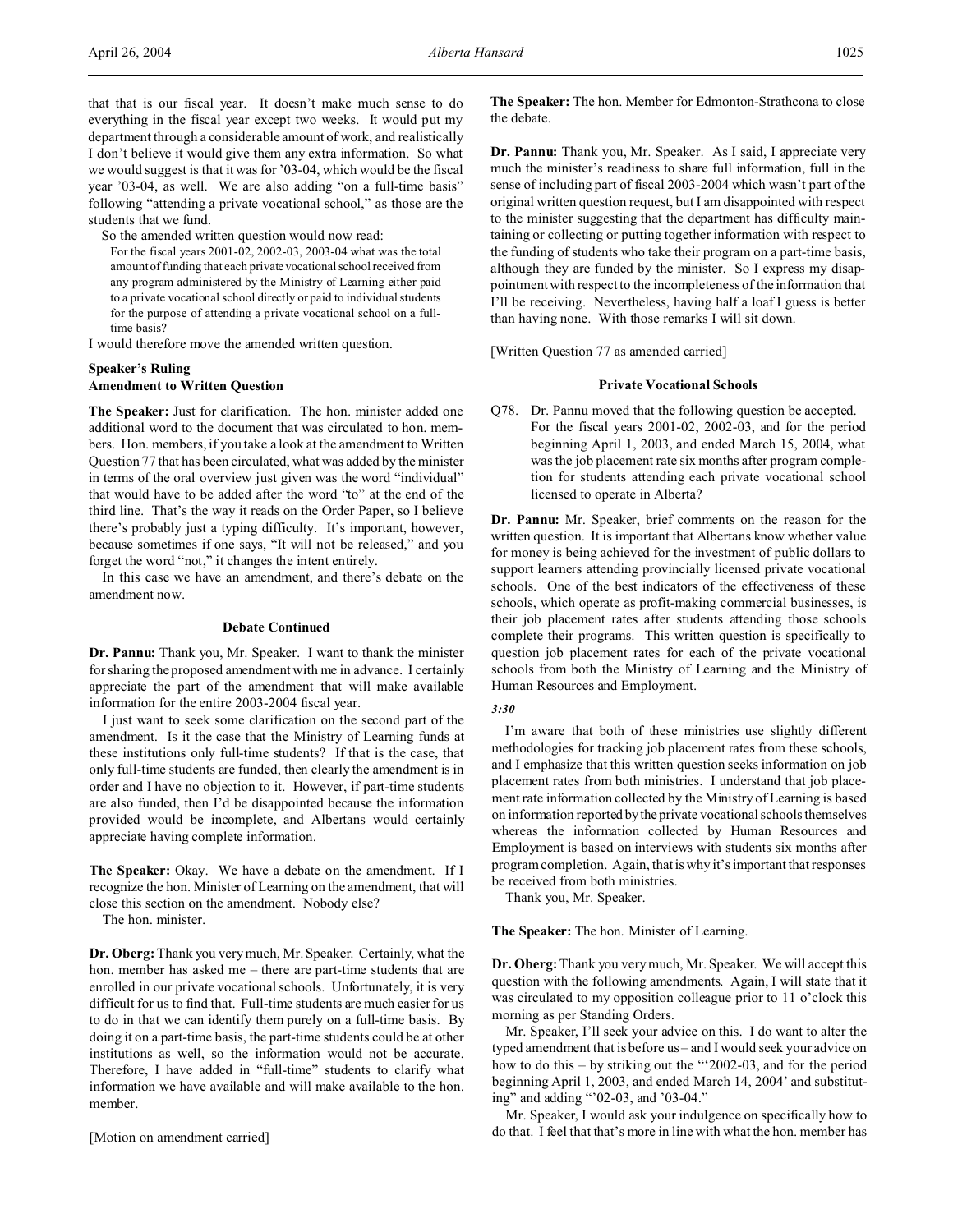that that is our fiscal year. It doesn't make much sense to do everything in the fiscal year except two weeks. It would put my department through a considerable amount of work, and realistically I don't believe it would give them any extra information. So what we would suggest is that it was for '03-04, which would be the fiscal year '03-04, as well. We are also adding "on a full-time basis" following "attending a private vocational school," as those are the students that we fund.

So the amended written question would now read:

> For the fiscal years 2001-02, 2002-03, 2003-04 what was the total amount of funding that each private vocational school received from any program administered by the Ministry of Learning either paid to a private vocational school directly or paid to individual students for the purpose of attending a private vocational school on a full-time basis?

I would therefore move the amended written question.

### Speaker's Ruling
### Amendment to Written Question

**The Speaker:** Just for clarification. The hon. minister added one additional word to the document that was circulated to hon. members. Hon. members, if you take a look at the amendment to Written Question 77 that has been circulated, what was added by the minister in terms of the oral overview just given was the word "individual" that would have to be added after the word "to" at the end of the third line. That's the way it reads on the Order Paper, so I believe there's probably just a typing difficulty. It's important, however, because sometimes if one says, "It will not be released," and you forget the word "not," it changes the intent entirely.

In this case we have an amendment, and there's debate on the amendment now.

### Debate Continued

**Dr. Pannu:** Thank you, Mr. Speaker. I want to thank the minister for sharing the proposed amendment with me in advance. I certainly appreciate the part of the amendment that will make available information for the entire 2003-2004 fiscal year.

I just want to seek some clarification on the second part of the amendment. Is it the case that the Ministry of Learning funds at these institutions only full-time students? If that is the case, that only full-time students are funded, then clearly the amendment is in order and I have no objection to it. However, if part-time students are also funded, then I'd be disappointed because the information provided would be incomplete, and Albertans would certainly appreciate having complete information.

**The Speaker:** Okay. We have a debate on the amendment. If I recognize the hon. Minister of Learning on the amendment, that will close this section on the amendment. Nobody else?

The hon. minister.

**Dr. Oberg:** Thank you very much, Mr. Speaker. Certainly, what the hon. member has asked me – there are part-time students that are enrolled in our private vocational schools. Unfortunately, it is very difficult for us to find that. Full-time students are much easier for us to do in that we can identify them purely on a full-time basis. By doing it on a part-time basis, the part-time students could be at other institutions as well, so the information would not be accurate. Therefore, I have added in "full-time" students to clarify what information we have available and will make available to the hon. member.

[Motion on amendment carried]

**The Speaker:** The hon. Member for Edmonton-Strathcona to close the debate.

**Dr. Pannu:** Thank you, Mr. Speaker. As I said, I appreciate very much the minister's readiness to share full information, full in the sense of including part of fiscal 2003-2004 which wasn't part of the original written question request, but I am disappointed with respect to the minister suggesting that the department has difficulty maintaining or collecting or putting together information with respect to the funding of students who take their program on a part-time basis, although they are funded by the minister. So I express my disappointment with respect to the incompleteness of the information that I'll be receiving. Nevertheless, having half a loaf I guess is better than having none. With those remarks I will sit down.

[Written Question 77 as amended carried]

### Private Vocational Schools

Q78. Dr. Pannu moved that the following question be accepted.
For the fiscal years 2001-02, 2002-03, and for the period beginning April 1, 2003, and ended March 15, 2004, what was the job placement rate six months after program completion for students attending each private vocational school licensed to operate in Alberta?

**Dr. Pannu:** Mr. Speaker, brief comments on the reason for the written question. It is important that Albertans know whether value for money is being achieved for the investment of public dollars to support learners attending provincially licensed private vocational schools. One of the best indicators of the effectiveness of these schools, which operate as profit-making commercial businesses, is their job placement rates after students attending those schools complete their programs. This written question is specifically to question job placement rates for each of the private vocational schools from both the Ministry of Learning and the Ministry of Human Resources and Employment.

*3:30*

I'm aware that both of these ministries use slightly different methodologies for tracking job placement rates from these schools, and I emphasize that this written question seeks information on job placement rates from both ministries. I understand that job placement rate information collected by the Ministry of Learning is based on information reported by the private vocational schools themselves whereas the information collected by Human Resources and Employment is based on interviews with students six months after program completion. Again, that is why it's important that responses be received from both ministries.

Thank you, Mr. Speaker.

**The Speaker:** The hon. Minister of Learning.

**Dr. Oberg:** Thank you very much, Mr. Speaker. We will accept this question with the following amendments. Again, I will state that it was circulated to my opposition colleague prior to 11 o'clock this morning as per Standing Orders.

Mr. Speaker, I'll seek your advice on this. I do want to alter the typed amendment that is before us – and I would seek your advice on how to do this – by striking out the "'2002-03, and for the period beginning April 1, 2003, and ended March 14, 2004' and substituting" and adding "'02-03, and '03-04."

Mr. Speaker, I would ask your indulgence on specifically how to do that. I feel that that's more in line with what the hon. member has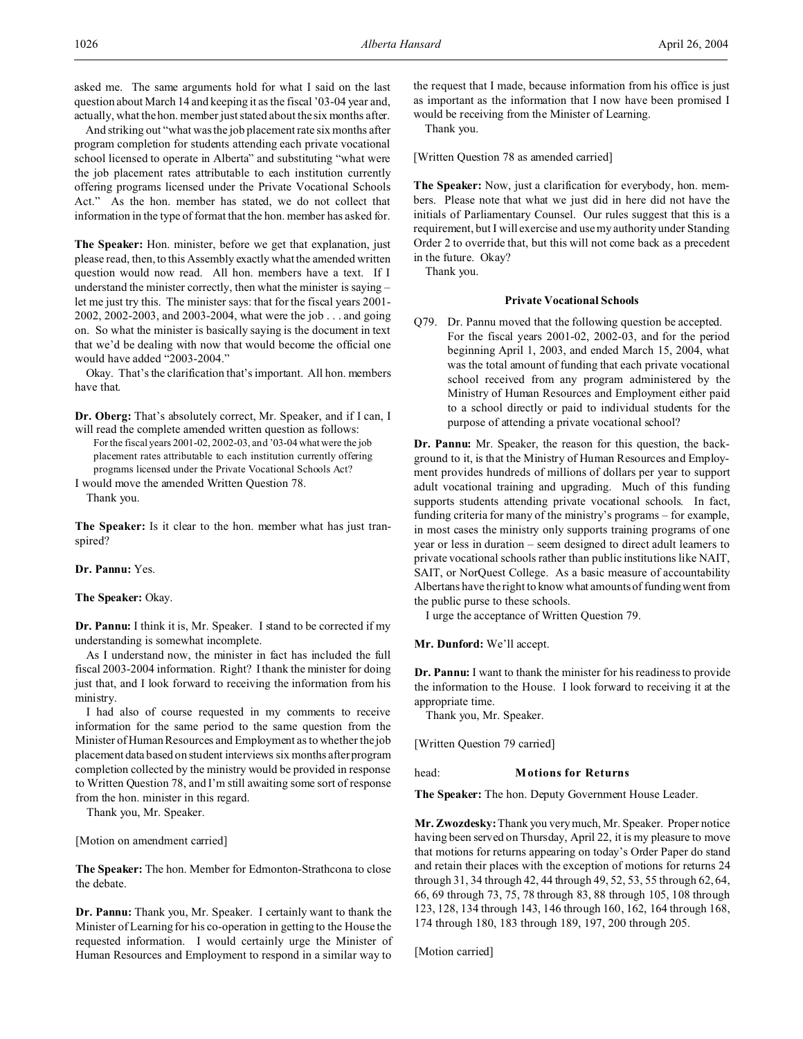asked me. The same arguments hold for what I said on the last question about March 14 and keeping it as the fiscal '03-04 year and, actually, what the hon. member just stated about the six months after.

And striking out "what was the job placement rate six months after program completion for students attending each private vocational school licensed to operate in Alberta" and substituting "what were the job placement rates attributable to each institution currently offering programs licensed under the Private Vocational Schools Act." As the hon. member has stated, we do not collect that information in the type of format that the hon. member has asked for.

**The Speaker:** Hon. minister, before we get that explanation, just please read, then, to this Assembly exactly what the amended written question would now read. All hon. members have a text. If I understand the minister correctly, then what the minister is saying – let me just try this. The minister says: that for the fiscal years 2001-2002, 2002-2003, and 2003-2004, what were the job . . . and going on. So what the minister is basically saying is the document in text that we'd be dealing with now that would become the official one would have added "2003-2004."

Okay. That's the clarification that's important. All hon. members have that.

**Dr. Oberg:** That's absolutely correct, Mr. Speaker, and if I can, I will read the complete amended written question as follows:

> For the fiscal years 2001-02, 2002-03, and '03-04 what were the job placement rates attributable to each institution currently offering programs licensed under the Private Vocational Schools Act?

I would move the amended Written Question 78.

Thank you.

**The Speaker:** Is it clear to the hon. member what has just transpired?

**Dr. Pannu:** Yes.

**The Speaker:** Okay.

**Dr. Pannu:** I think it is, Mr. Speaker. I stand to be corrected if my understanding is somewhat incomplete.

As I understand now, the minister in fact has included the full fiscal 2003-2004 information. Right? I thank the minister for doing just that, and I look forward to receiving the information from his ministry.

I had also of course requested in my comments to receive information for the same period to the same question from the Minister of Human Resources and Employment as to whether the job placement data based on student interviews six months after program completion collected by the ministry would be provided in response to Written Question 78, and I'm still awaiting some sort of response from the hon. minister in this regard.

Thank you, Mr. Speaker.

[Motion on amendment carried]

**The Speaker:** The hon. Member for Edmonton-Strathcona to close the debate.

**Dr. Pannu:** Thank you, Mr. Speaker. I certainly want to thank the Minister of Learning for his co-operation in getting to the House the requested information. I would certainly urge the Minister of Human Resources and Employment to respond in a similar way to the request that I made, because information from his office is just as important as the information that I now have been promised I would be receiving from the Minister of Learning.

Thank you.

[Written Question 78 as amended carried]

**The Speaker:** Now, just a clarification for everybody, hon. members. Please note that what we just did in here did not have the initials of Parliamentary Counsel. Our rules suggest that this is a requirement, but I will exercise and use my authority under Standing Order 2 to override that, but this will not come back as a precedent in the future. Okay?

Thank you.

### Private Vocational Schools

Q79. Dr. Pannu moved that the following question be accepted. For the fiscal years 2001-02, 2002-03, and for the period beginning April 1, 2003, and ended March 15, 2004, what was the total amount of funding that each private vocational school received from any program administered by the Ministry of Human Resources and Employment either paid to a school directly or paid to individual students for the purpose of attending a private vocational school?

**Dr. Pannu:** Mr. Speaker, the reason for this question, the background to it, is that the Ministry of Human Resources and Employment provides hundreds of millions of dollars per year to support adult vocational training and upgrading. Much of this funding supports students attending private vocational schools. In fact, funding criteria for many of the ministry's programs – for example, in most cases the ministry only supports training programs of one year or less in duration – seem designed to direct adult learners to private vocational schools rather than public institutions like NAIT, SAIT, or NorQuest College. As a basic measure of accountability Albertans have the right to know what amounts of funding went from the public purse to these schools.

I urge the acceptance of Written Question 79.

**Mr. Dunford:** We'll accept.

**Dr. Pannu:** I want to thank the minister for his readiness to provide the information to the House. I look forward to receiving it at the appropriate time.

Thank you, Mr. Speaker.

[Written Question 79 carried]

## head: Motions for Returns

**The Speaker:** The hon. Deputy Government House Leader.

**Mr. Zwozdesky:** Thank you very much, Mr. Speaker. Proper notice having been served on Thursday, April 22, it is my pleasure to move that motions for returns appearing on today's Order Paper do stand and retain their places with the exception of motions for returns 24 through 31, 34 through 42, 44 through 49, 52, 53, 55 through 62, 64, 66, 69 through 73, 75, 78 through 83, 88 through 105, 108 through 123, 128, 134 through 143, 146 through 160, 162, 164 through 168, 174 through 180, 183 through 189, 197, 200 through 205.

[Motion carried]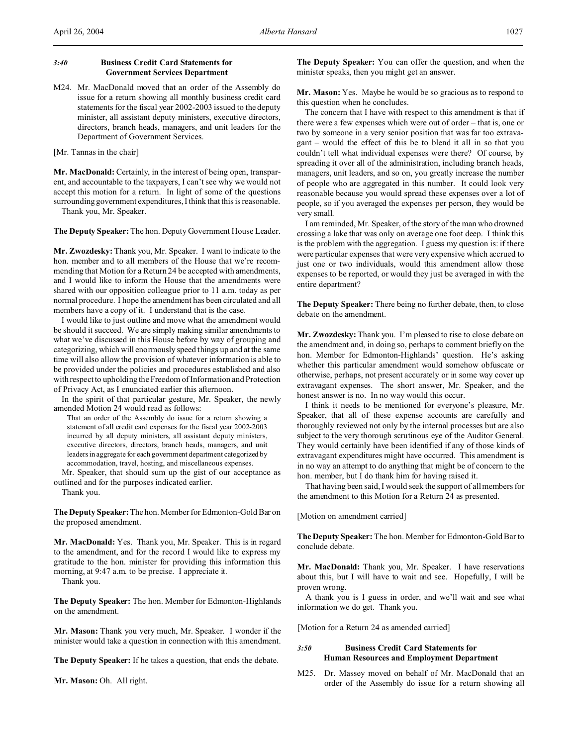### *3:40* Business Credit Card Statements for Government Services Department

M24. Mr. MacDonald moved that an order of the Assembly do issue for a return showing all monthly business credit card statements for the fiscal year 2002-2003 issued to the deputy minister, all assistant deputy ministers, executive directors, directors, branch heads, managers, and unit leaders for the Department of Government Services.

[Mr. Tannas in the chair]

**Mr. MacDonald:** Certainly, in the interest of being open, transparent, and accountable to the taxpayers, I can't see why we would not accept this motion for a return. In light of some of the questions surrounding government expenditures, I think that this is reasonable.

Thank you, Mr. Speaker.

**The Deputy Speaker:** The hon. Deputy Government House Leader.

**Mr. Zwozdesky:** Thank you, Mr. Speaker. I want to indicate to the hon. member and to all members of the House that we're recommending that Motion for a Return 24 be accepted with amendments, and I would like to inform the House that the amendments were shared with our opposition colleague prior to 11 a.m. today as per normal procedure. I hope the amendment has been circulated and all members have a copy of it. I understand that is the case.

I would like to just outline and move what the amendment would be should it succeed. We are simply making similar amendments to what we've discussed in this House before by way of grouping and categorizing, which will enormously speed things up and at the same time will also allow the provision of whatever information is able to be provided under the policies and procedures established and also with respect to upholding the Freedom of Information and Protection of Privacy Act, as I enunciated earlier this afternoon.

In the spirit of that particular gesture, Mr. Speaker, the newly amended Motion 24 would read as follows:

> That an order of the Assembly do issue for a return showing a statement of all credit card expenses for the fiscal year 2002-2003 incurred by all deputy ministers, all assistant deputy ministers, executive directors, directors, branch heads, managers, and unit leaders in aggregate for each government department categorized by accommodation, travel, hosting, and miscellaneous expenses.

Mr. Speaker, that should sum up the gist of our acceptance as outlined and for the purposes indicated earlier.

Thank you.

**The Deputy Speaker:** The hon. Member for Edmonton-Gold Bar on the proposed amendment.

**Mr. MacDonald:** Yes. Thank you, Mr. Speaker. This is in regard to the amendment, and for the record I would like to express my gratitude to the hon. minister for providing this information this morning, at 9:47 a.m. to be precise. I appreciate it.

Thank you.

**The Deputy Speaker:** The hon. Member for Edmonton-Highlands on the amendment.

**Mr. Mason:** Thank you very much, Mr. Speaker. I wonder if the minister would take a question in connection with this amendment.

**The Deputy Speaker:** If he takes a question, that ends the debate.

**Mr. Mason:** Oh. All right.

**The Deputy Speaker:** You can offer the question, and when the minister speaks, then you might get an answer.

**Mr. Mason:** Yes. Maybe he would be so gracious as to respond to this question when he concludes.

The concern that I have with respect to this amendment is that if there were a few expenses which were out of order – that is, one or two by someone in a very senior position that was far too extravagant – would the effect of this be to blend it all in so that you couldn't tell what individual expenses were there? Of course, by spreading it over all of the administration, including branch heads, managers, unit leaders, and so on, you greatly increase the number of people who are aggregated in this number. It could look very reasonable because you would spread these expenses over a lot of people, so if you averaged the expenses per person, they would be very small.

I am reminded, Mr. Speaker, of the story of the man who drowned crossing a lake that was only on average one foot deep. I think this is the problem with the aggregation. I guess my question is: if there were particular expenses that were very expensive which accrued to just one or two individuals, would this amendment allow those expenses to be reported, or would they just be averaged in with the entire department?

**The Deputy Speaker:** There being no further debate, then, to close debate on the amendment.

**Mr. Zwozdesky:** Thank you. I'm pleased to rise to close debate on the amendment and, in doing so, perhaps to comment briefly on the hon. Member for Edmonton-Highlands' question. He's asking whether this particular amendment would somehow obfuscate or otherwise, perhaps, not present accurately or in some way cover up extravagant expenses. The short answer, Mr. Speaker, and the honest answer is no. In no way would this occur.

I think it needs to be mentioned for everyone's pleasure, Mr. Speaker, that all of these expense accounts are carefully and thoroughly reviewed not only by the internal processes but are also subject to the very thorough scrutinous eye of the Auditor General. They would certainly have been identified if any of those kinds of extravagant expenditures might have occurred. This amendment is in no way an attempt to do anything that might be of concern to the hon. member, but I do thank him for having raised it.

That having been said, I would seek the support of all members for the amendment to this Motion for a Return 24 as presented.

[Motion on amendment carried]

**The Deputy Speaker:** The hon. Member for Edmonton-Gold Bar to conclude debate.

**Mr. MacDonald:** Thank you, Mr. Speaker. I have reservations about this, but I will have to wait and see. Hopefully, I will be proven wrong.

A thank you is I guess in order, and we'll wait and see what information we do get. Thank you.

[Motion for a Return 24 as amended carried]

### *3:50* Business Credit Card Statements for Human Resources and Employment Department

M25. Dr. Massey moved on behalf of Mr. MacDonald that an order of the Assembly do issue for a return showing all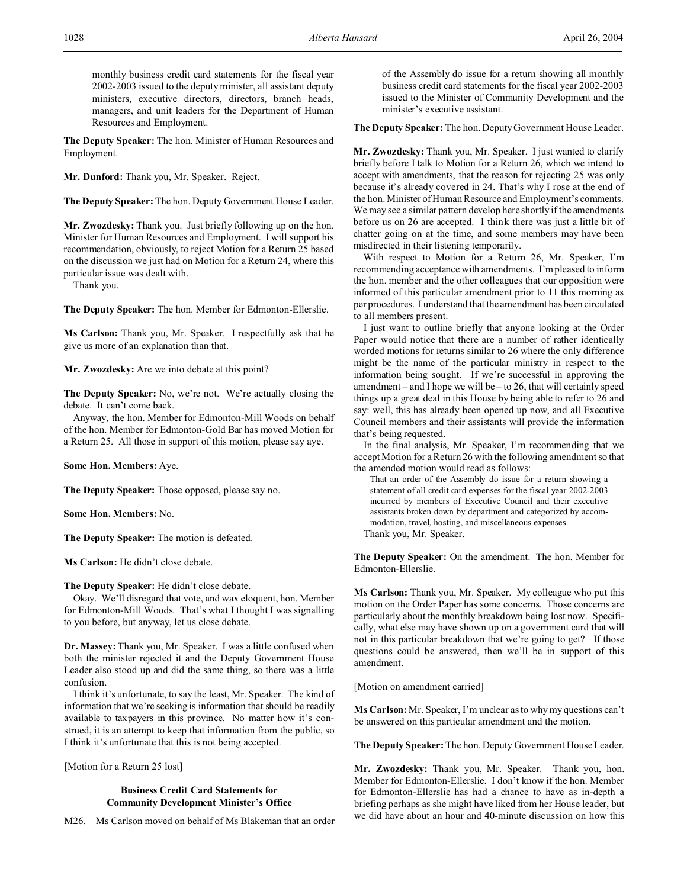monthly business credit card statements for the fiscal year 2002-2003 issued to the deputy minister, all assistant deputy ministers, executive directors, directors, branch heads, managers, and unit leaders for the Department of Human Resources and Employment.

**The Deputy Speaker:** The hon. Minister of Human Resources and Employment.

**Mr. Dunford:** Thank you, Mr. Speaker. Reject.

**The Deputy Speaker:** The hon. Deputy Government House Leader.

**Mr. Zwozdesky:** Thank you. Just briefly following up on the hon. Minister for Human Resources and Employment. I will support his recommendation, obviously, to reject Motion for a Return 25 based on the discussion we just had on Motion for a Return 24, where this particular issue was dealt with.

Thank you.

**The Deputy Speaker:** The hon. Member for Edmonton-Ellerslie.

**Ms Carlson:** Thank you, Mr. Speaker. I respectfully ask that he give us more of an explanation than that.

**Mr. Zwozdesky:** Are we into debate at this point?

**The Deputy Speaker:** No, we're not. We're actually closing the debate. It can't come back.

Anyway, the hon. Member for Edmonton-Mill Woods on behalf of the hon. Member for Edmonton-Gold Bar has moved Motion for a Return 25. All those in support of this motion, please say aye.

**Some Hon. Members:** Aye.

**The Deputy Speaker:** Those opposed, please say no.

**Some Hon. Members:** No.

**The Deputy Speaker:** The motion is defeated.

**Ms Carlson:** He didn't close debate.

**The Deputy Speaker:** He didn't close debate.

Okay. We'll disregard that vote, and wax eloquent, hon. Member for Edmonton-Mill Woods. That's what I thought I was signalling to you before, but anyway, let us close debate.

**Dr. Massey:** Thank you, Mr. Speaker. I was a little confused when both the minister rejected it and the Deputy Government House Leader also stood up and did the same thing, so there was a little confusion.

I think it's unfortunate, to say the least, Mr. Speaker. The kind of information that we're seeking is information that should be readily available to taxpayers in this province. No matter how it's construed, it is an attempt to keep that information from the public, so I think it's unfortunate that this is not being accepted.

[Motion for a Return 25 lost]

### Business Credit Card Statements for Community Development Minister's Office

M26. Ms Carlson moved on behalf of Ms Blakeman that an order of the Assembly do issue for a return showing all monthly business credit card statements for the fiscal year 2002-2003 issued to the Minister of Community Development and the minister's executive assistant.

**The Deputy Speaker:** The hon. Deputy Government House Leader.

**Mr. Zwozdesky:** Thank you, Mr. Speaker. I just wanted to clarify briefly before I talk to Motion for a Return 26, which we intend to accept with amendments, that the reason for rejecting 25 was only because it's already covered in 24. That's why I rose at the end of the hon. Minister of Human Resource and Employment's comments. We may see a similar pattern develop here shortly if the amendments before us on 26 are accepted. I think there was just a little bit of chatter going on at the time, and some members may have been misdirected in their listening temporarily.

With respect to Motion for a Return 26, Mr. Speaker, I'm recommending acceptance with amendments. I'm pleased to inform the hon. member and the other colleagues that our opposition were informed of this particular amendment prior to 11 this morning as per procedures. I understand that the amendment has been circulated to all members present.

I just want to outline briefly that anyone looking at the Order Paper would notice that there are a number of rather identically worded motions for returns similar to 26 where the only difference might be the name of the particular ministry in respect to the information being sought. If we're successful in approving the amendment – and I hope we will be – to 26, that will certainly speed things up a great deal in this House by being able to refer to 26 and say: well, this has already been opened up now, and all Executive Council members and their assistants will provide the information that's being requested.

In the final analysis, Mr. Speaker, I'm recommending that we accept Motion for a Return 26 with the following amendment so that the amended motion would read as follows:

> That an order of the Assembly do issue for a return showing a statement of all credit card expenses for the fiscal year 2002-2003 incurred by members of Executive Council and their executive assistants broken down by department and categorized by accommodation, travel, hosting, and miscellaneous expenses.

Thank you, Mr. Speaker.

**The Deputy Speaker:** On the amendment. The hon. Member for Edmonton-Ellerslie.

**Ms Carlson:** Thank you, Mr. Speaker. My colleague who put this motion on the Order Paper has some concerns. Those concerns are particularly about the monthly breakdown being lost now. Specifically, what else may have shown up on a government card that will not in this particular breakdown that we're going to get? If those questions could be answered, then we'll be in support of this amendment.

[Motion on amendment carried]

**Ms Carlson:** Mr. Speaker, I'm unclear as to why my questions can't be answered on this particular amendment and the motion.

**The Deputy Speaker:** The hon. Deputy Government House Leader.

**Mr. Zwozdesky:** Thank you, Mr. Speaker. Thank you, hon. Member for Edmonton-Ellerslie. I don't know if the hon. Member for Edmonton-Ellerslie has had a chance to have as in-depth a briefing perhaps as she might have liked from her House leader, but we did have about an hour and 40-minute discussion on how this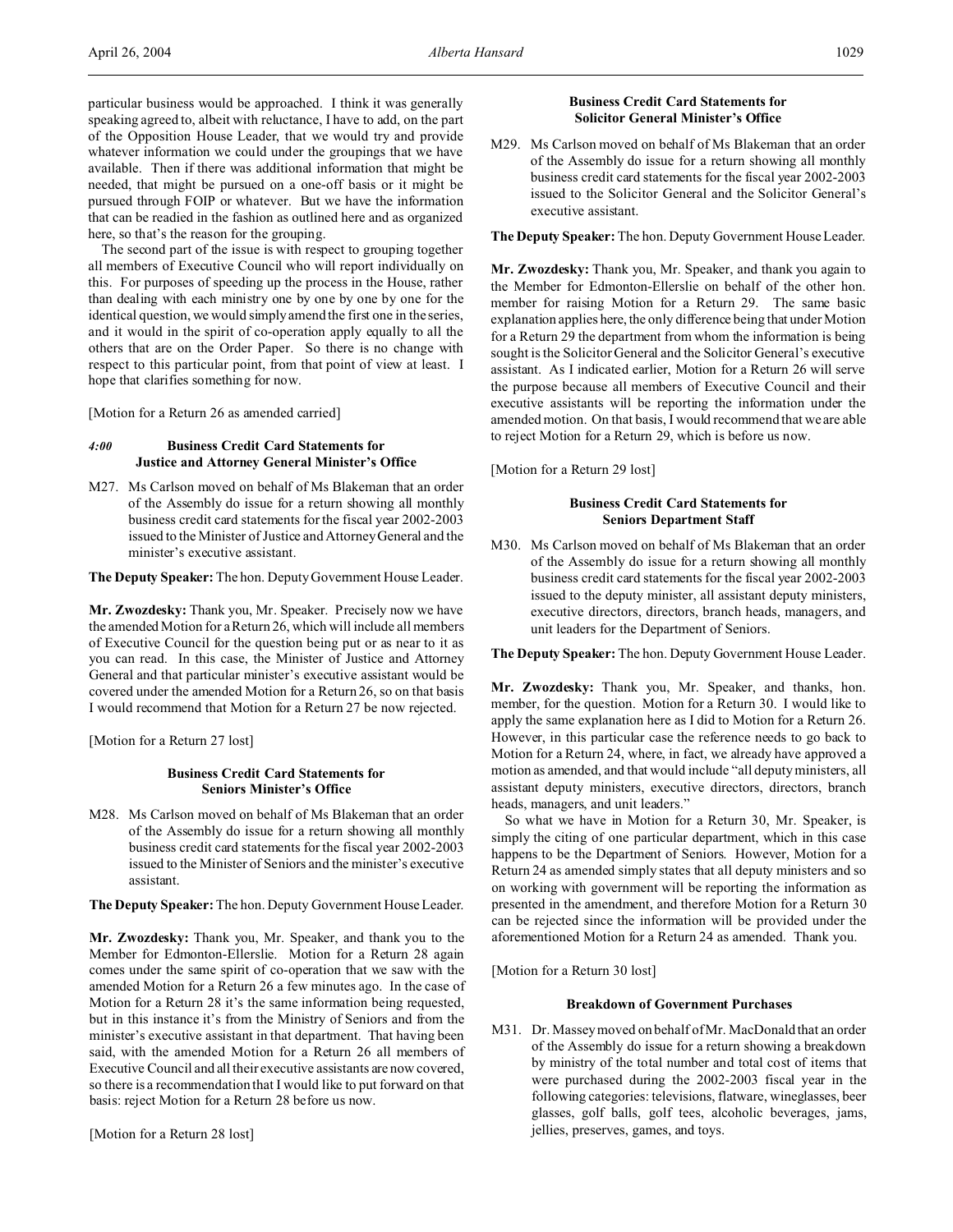particular business would be approached. I think it was generally speaking agreed to, albeit with reluctance, I have to add, on the part of the Opposition House Leader, that we would try and provide whatever information we could under the groupings that we have available. Then if there was additional information that might be needed, that might be pursued on a one-off basis or it might be pursued through FOIP or whatever. But we have the information that can be readied in the fashion as outlined here and as organized here, so that's the reason for the grouping.

The second part of the issue is with respect to grouping together all members of Executive Council who will report individually on this. For purposes of speeding up the process in the House, rather than dealing with each ministry one by one by one by one for the identical question, we would simply amend the first one in the series, and it would in the spirit of co-operation apply equally to all the others that are on the Order Paper. So there is no change with respect to this particular point, from that point of view at least. I hope that clarifies something for now.

[Motion for a Return 26 as amended carried]

*4:00*

### Business Credit Card Statements for Justice and Attorney General Minister's Office

M27. Ms Carlson moved on behalf of Ms Blakeman that an order of the Assembly do issue for a return showing all monthly business credit card statements for the fiscal year 2002-2003 issued to the Minister of Justice and Attorney General and the minister's executive assistant.

**The Deputy Speaker:** The hon. Deputy Government House Leader.

**Mr. Zwozdesky:** Thank you, Mr. Speaker. Precisely now we have the amended Motion for a Return 26, which will include all members of Executive Council for the question being put or as near to it as you can read. In this case, the Minister of Justice and Attorney General and that particular minister's executive assistant would be covered under the amended Motion for a Return 26, so on that basis I would recommend that Motion for a Return 27 be now rejected.

[Motion for a Return 27 lost]

### Business Credit Card Statements for Seniors Minister's Office

M28. Ms Carlson moved on behalf of Ms Blakeman that an order of the Assembly do issue for a return showing all monthly business credit card statements for the fiscal year 2002-2003 issued to the Minister of Seniors and the minister's executive assistant.

**The Deputy Speaker:** The hon. Deputy Government House Leader.

**Mr. Zwozdesky:** Thank you, Mr. Speaker, and thank you to the Member for Edmonton-Ellerslie. Motion for a Return 28 again comes under the same spirit of co-operation that we saw with the amended Motion for a Return 26 a few minutes ago. In the case of Motion for a Return 28 it's the same information being requested, but in this instance it's from the Ministry of Seniors and from the minister's executive assistant in that department. That having been said, with the amended Motion for a Return 26 all members of Executive Council and all their executive assistants are now covered, so there is a recommendation that I would like to put forward on that basis: reject Motion for a Return 28 before us now.

[Motion for a Return 28 lost]

### Business Credit Card Statements for Solicitor General Minister's Office

M29. Ms Carlson moved on behalf of Ms Blakeman that an order of the Assembly do issue for a return showing all monthly business credit card statements for the fiscal year 2002-2003 issued to the Solicitor General and the Solicitor General's executive assistant.

**The Deputy Speaker:** The hon. Deputy Government House Leader.

**Mr. Zwozdesky:** Thank you, Mr. Speaker, and thank you again to the Member for Edmonton-Ellerslie on behalf of the other hon. member for raising Motion for a Return 29. The same basic explanation applies here, the only difference being that under Motion for a Return 29 the department from whom the information is being sought is the Solicitor General and the Solicitor General's executive assistant. As I indicated earlier, Motion for a Return 26 will serve the purpose because all members of Executive Council and their executive assistants will be reporting the information under the amended motion. On that basis, I would recommend that we are able to reject Motion for a Return 29, which is before us now.

[Motion for a Return 29 lost]

### Business Credit Card Statements for Seniors Department Staff

M30. Ms Carlson moved on behalf of Ms Blakeman that an order of the Assembly do issue for a return showing all monthly business credit card statements for the fiscal year 2002-2003 issued to the deputy minister, all assistant deputy ministers, executive directors, directors, branch heads, managers, and unit leaders for the Department of Seniors.

**The Deputy Speaker:** The hon. Deputy Government House Leader.

**Mr. Zwozdesky:** Thank you, Mr. Speaker, and thanks, hon. member, for the question. Motion for a Return 30. I would like to apply the same explanation here as I did to Motion for a Return 26. However, in this particular case the reference needs to go back to Motion for a Return 24, where, in fact, we already have approved a motion as amended, and that would include "all deputy ministers, all assistant deputy ministers, executive directors, directors, branch heads, managers, and unit leaders."

So what we have in Motion for a Return 30, Mr. Speaker, is simply the citing of one particular department, which in this case happens to be the Department of Seniors. However, Motion for a Return 24 as amended simply states that all deputy ministers and so on working with government will be reporting the information as presented in the amendment, and therefore Motion for a Return 30 can be rejected since the information will be provided under the aforementioned Motion for a Return 24 as amended. Thank you.

[Motion for a Return 30 lost]

### Breakdown of Government Purchases

M31. Dr. Massey moved on behalf of Mr. MacDonald that an order of the Assembly do issue for a return showing a breakdown by ministry of the total number and total cost of items that were purchased during the 2002-2003 fiscal year in the following categories: televisions, flatware, wineglasses, beer glasses, golf balls, golf tees, alcoholic beverages, jams, jellies, preserves, games, and toys.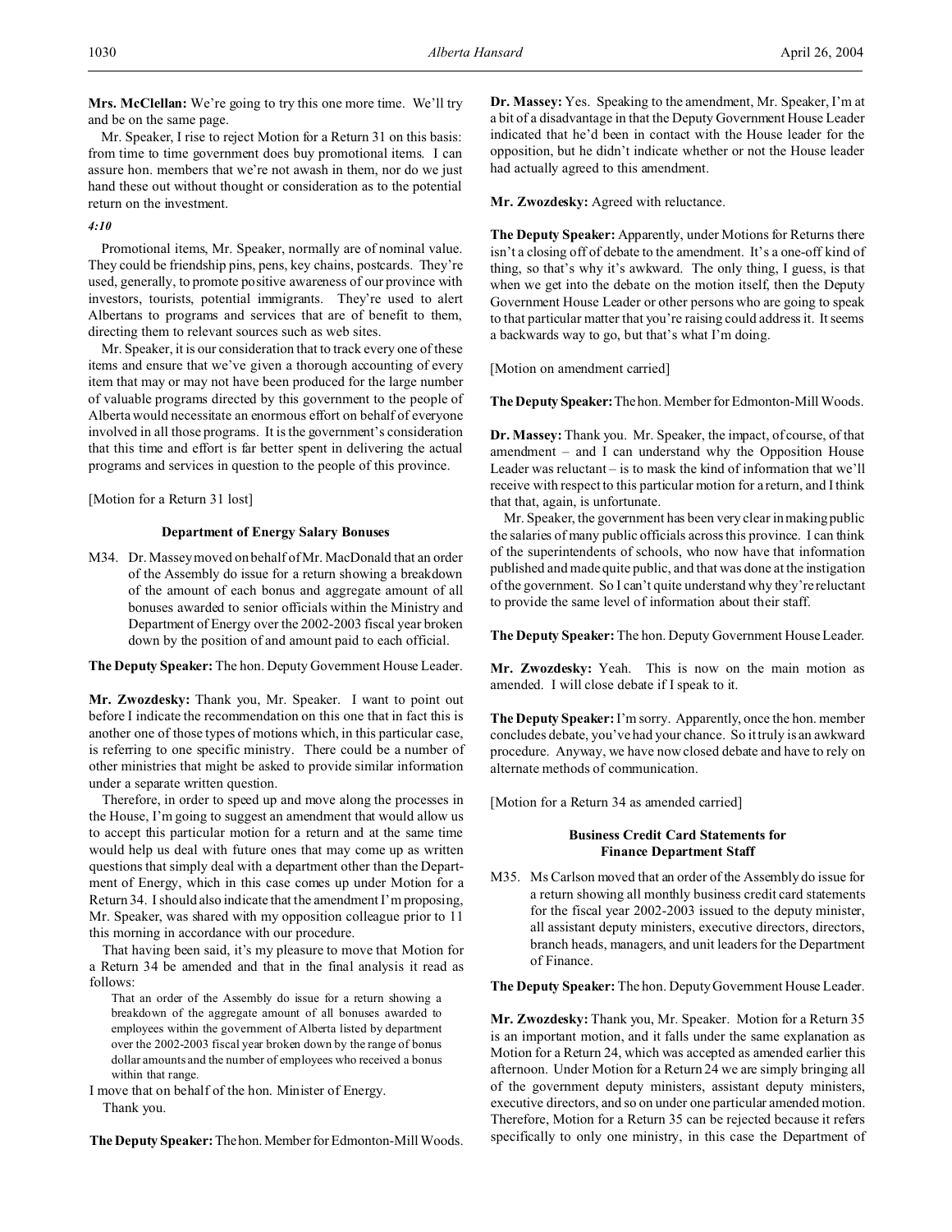**Mrs. McClellan:** We're going to try this one more time. We'll try and be on the same page.

Mr. Speaker, I rise to reject Motion for a Return 31 on this basis: from time to time government does buy promotional items. I can assure hon. members that we're not awash in them, nor do we just hand these out without thought or consideration as to the potential return on the investment.

*4:10*

Promotional items, Mr. Speaker, normally are of nominal value. They could be friendship pins, pens, key chains, postcards. They're used, generally, to promote positive awareness of our province with investors, tourists, potential immigrants. They're used to alert Albertans to programs and services that are of benefit to them, directing them to relevant sources such as web sites.

Mr. Speaker, it is our consideration that to track every one of these items and ensure that we've given a thorough accounting of every item that may or may not have been produced for the large number of valuable programs directed by this government to the people of Alberta would necessitate an enormous effort on behalf of everyone involved in all those programs. It is the government's consideration that this time and effort is far better spent in delivering the actual programs and services in question to the people of this province.

[Motion for a Return 31 lost]

### Department of Energy Salary Bonuses

M34. Dr. Massey moved on behalf of Mr. MacDonald that an order of the Assembly do issue for a return showing a breakdown of the amount of each bonus and aggregate amount of all bonuses awarded to senior officials within the Ministry and Department of Energy over the 2002-2003 fiscal year broken down by the position of and amount paid to each official.

**The Deputy Speaker:** The hon. Deputy Government House Leader.

**Mr. Zwozdesky:** Thank you, Mr. Speaker. I want to point out before I indicate the recommendation on this one that in fact this is another one of those types of motions which, in this particular case, is referring to one specific ministry. There could be a number of other ministries that might be asked to provide similar information under a separate written question.

Therefore, in order to speed up and move along the processes in the House, I'm going to suggest an amendment that would allow us to accept this particular motion for a return and at the same time would help us deal with future ones that may come up as written questions that simply deal with a department other than the Department of Energy, which in this case comes up under Motion for a Return 34. I should also indicate that the amendment I'm proposing, Mr. Speaker, was shared with my opposition colleague prior to 11 this morning in accordance with our procedure.

That having been said, it's my pleasure to move that Motion for a Return 34 be amended and that in the final analysis it read as follows:

> That an order of the Assembly do issue for a return showing a breakdown of the aggregate amount of all bonuses awarded to employees within the government of Alberta listed by department over the 2002-2003 fiscal year broken down by the range of bonus dollar amounts and the number of employees who received a bonus within that range.

I move that on behalf of the hon. Minister of Energy.

Thank you.

**The Deputy Speaker:** The hon. Member for Edmonton-Mill Woods.

**Dr. Massey:** Yes. Speaking to the amendment, Mr. Speaker, I'm at a bit of a disadvantage in that the Deputy Government House Leader indicated that he'd been in contact with the House leader for the opposition, but he didn't indicate whether or not the House leader had actually agreed to this amendment.

**Mr. Zwozdesky:** Agreed with reluctance.

**The Deputy Speaker:** Apparently, under Motions for Returns there isn't a closing off of debate to the amendment. It's a one-off kind of thing, so that's why it's awkward. The only thing, I guess, is that when we get into the debate on the motion itself, then the Deputy Government House Leader or other persons who are going to speak to that particular matter that you're raising could address it. It seems a backwards way to go, but that's what I'm doing.

[Motion on amendment carried]

**The Deputy Speaker:** The hon. Member for Edmonton-Mill Woods.

**Dr. Massey:** Thank you. Mr. Speaker, the impact, of course, of that amendment – and I can understand why the Opposition House Leader was reluctant – is to mask the kind of information that we'll receive with respect to this particular motion for a return, and I think that that, again, is unfortunate.

Mr. Speaker, the government has been very clear in making public the salaries of many public officials across this province. I can think of the superintendents of schools, who now have that information published and made quite public, and that was done at the instigation of the government. So I can't quite understand why they're reluctant to provide the same level of information about their staff.

**The Deputy Speaker:** The hon. Deputy Government House Leader.

**Mr. Zwozdesky:** Yeah. This is now on the main motion as amended. I will close debate if I speak to it.

**The Deputy Speaker:** I'm sorry. Apparently, once the hon. member concludes debate, you've had your chance. So it truly is an awkward procedure. Anyway, we have now closed debate and have to rely on alternate methods of communication.

[Motion for a Return 34 as amended carried]

### Business Credit Card Statements for Finance Department Staff

M35. Ms Carlson moved that an order of the Assembly do issue for a return showing all monthly business credit card statements for the fiscal year 2002-2003 issued to the deputy minister, all assistant deputy ministers, executive directors, directors, branch heads, managers, and unit leaders for the Department of Finance.

**The Deputy Speaker:** The hon. Deputy Government House Leader.

**Mr. Zwozdesky:** Thank you, Mr. Speaker. Motion for a Return 35 is an important motion, and it falls under the same explanation as Motion for a Return 24, which was accepted as amended earlier this afternoon. Under Motion for a Return 24 we are simply bringing all of the government deputy ministers, assistant deputy ministers, executive directors, and so on under one particular amended motion. Therefore, Motion for a Return 35 can be rejected because it refers specifically to only one ministry, in this case the Department of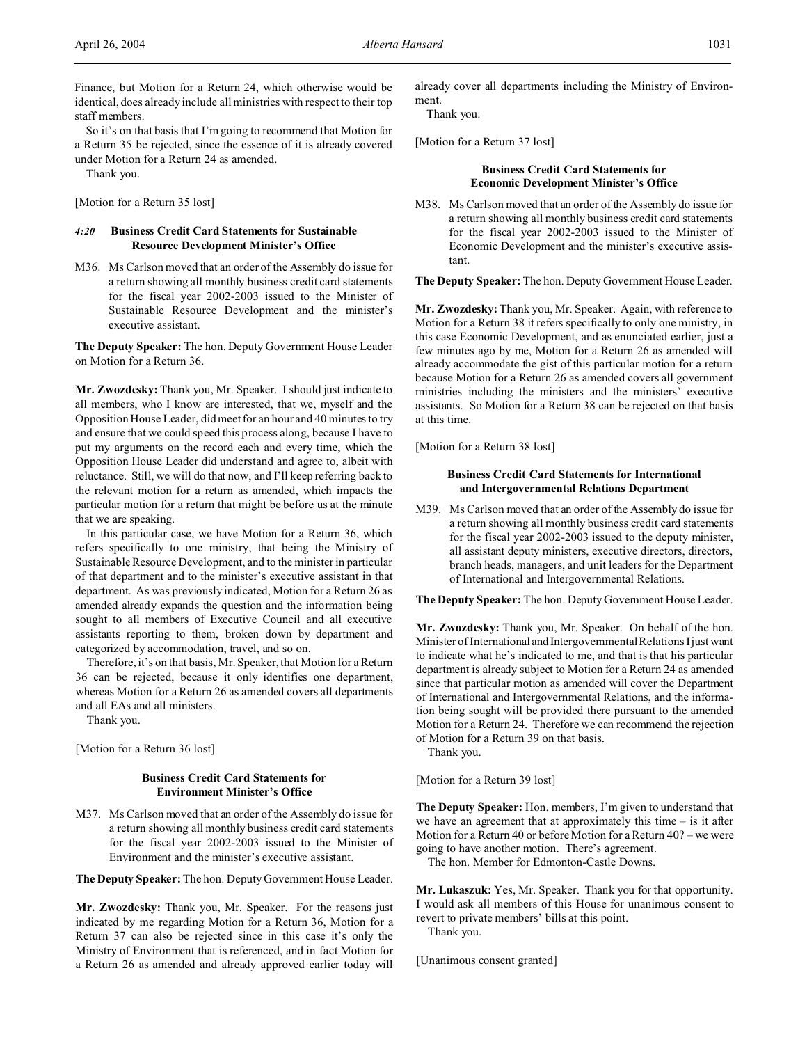Finance, but Motion for a Return 24, which otherwise would be identical, does already include all ministries with respect to their top staff members.

So it's on that basis that I'm going to recommend that Motion for a Return 35 be rejected, since the essence of it is already covered under Motion for a Return 24 as amended.

Thank you.

[Motion for a Return 35 lost]

### *4:20* Business Credit Card Statements for Sustainable Resource Development Minister's Office

M36. Ms Carlson moved that an order of the Assembly do issue for a return showing all monthly business credit card statements for the fiscal year 2002-2003 issued to the Minister of Sustainable Resource Development and the minister's executive assistant.

**The Deputy Speaker:** The hon. Deputy Government House Leader on Motion for a Return 36.

**Mr. Zwozdesky:** Thank you, Mr. Speaker. I should just indicate to all members, who I know are interested, that we, myself and the Opposition House Leader, did meet for an hour and 40 minutes to try and ensure that we could speed this process along, because I have to put my arguments on the record each and every time, which the Opposition House Leader did understand and agree to, albeit with reluctance. Still, we will do that now, and I'll keep referring back to the relevant motion for a return as amended, which impacts the particular motion for a return that might be before us at the minute that we are speaking.

In this particular case, we have Motion for a Return 36, which refers specifically to one ministry, that being the Ministry of Sustainable Resource Development, and to the minister in particular of that department and to the minister's executive assistant in that department. As was previously indicated, Motion for a Return 26 as amended already expands the question and the information being sought to all members of Executive Council and all executive assistants reporting to them, broken down by department and categorized by accommodation, travel, and so on.

Therefore, it's on that basis, Mr. Speaker, that Motion for a Return 36 can be rejected, because it only identifies one department, whereas Motion for a Return 26 as amended covers all departments and all EAs and all ministers.

Thank you.

[Motion for a Return 36 lost]

### Business Credit Card Statements for Environment Minister's Office

M37. Ms Carlson moved that an order of the Assembly do issue for a return showing all monthly business credit card statements for the fiscal year 2002-2003 issued to the Minister of Environment and the minister's executive assistant.

**The Deputy Speaker:** The hon. Deputy Government House Leader.

**Mr. Zwozdesky:** Thank you, Mr. Speaker. For the reasons just indicated by me regarding Motion for a Return 36, Motion for a Return 37 can also be rejected since in this case it's only the Ministry of Environment that is referenced, and in fact Motion for a Return 26 as amended and already approved earlier today will already cover all departments including the Ministry of Environment.

Thank you.

[Motion for a Return 37 lost]

### Business Credit Card Statements for Economic Development Minister's Office

M38. Ms Carlson moved that an order of the Assembly do issue for a return showing all monthly business credit card statements for the fiscal year 2002-2003 issued to the Minister of Economic Development and the minister's executive assistant.

**The Deputy Speaker:** The hon. Deputy Government House Leader.

**Mr. Zwozdesky:** Thank you, Mr. Speaker. Again, with reference to Motion for a Return 38 it refers specifically to only one ministry, in this case Economic Development, and as enunciated earlier, just a few minutes ago by me, Motion for a Return 26 as amended will already accommodate the gist of this particular motion for a return because Motion for a Return 26 as amended covers all government ministries including the ministers and the ministers' executive assistants. So Motion for a Return 38 can be rejected on that basis at this time.

[Motion for a Return 38 lost]

### Business Credit Card Statements for International and Intergovernmental Relations Department

M39. Ms Carlson moved that an order of the Assembly do issue for a return showing all monthly business credit card statements for the fiscal year 2002-2003 issued to the deputy minister, all assistant deputy ministers, executive directors, directors, branch heads, managers, and unit leaders for the Department of International and Intergovernmental Relations.

**The Deputy Speaker:** The hon. Deputy Government House Leader.

**Mr. Zwozdesky:** Thank you, Mr. Speaker. On behalf of the hon. Minister of International and Intergovernmental Relations I just want to indicate what he's indicated to me, and that is that his particular department is already subject to Motion for a Return 24 as amended since that particular motion as amended will cover the Department of International and Intergovernmental Relations, and the information being sought will be provided there pursuant to the amended Motion for a Return 24. Therefore we can recommend the rejection of Motion for a Return 39 on that basis.

Thank you.

[Motion for a Return 39 lost]

**The Deputy Speaker:** Hon. members, I'm given to understand that we have an agreement that at approximately this time – is it after Motion for a Return 40 or before Motion for a Return 40? – we were going to have another motion. There's agreement.

The hon. Member for Edmonton-Castle Downs.

**Mr. Lukaszuk:** Yes, Mr. Speaker. Thank you for that opportunity. I would ask all members of this House for unanimous consent to revert to private members' bills at this point.

Thank you.

[Unanimous consent granted]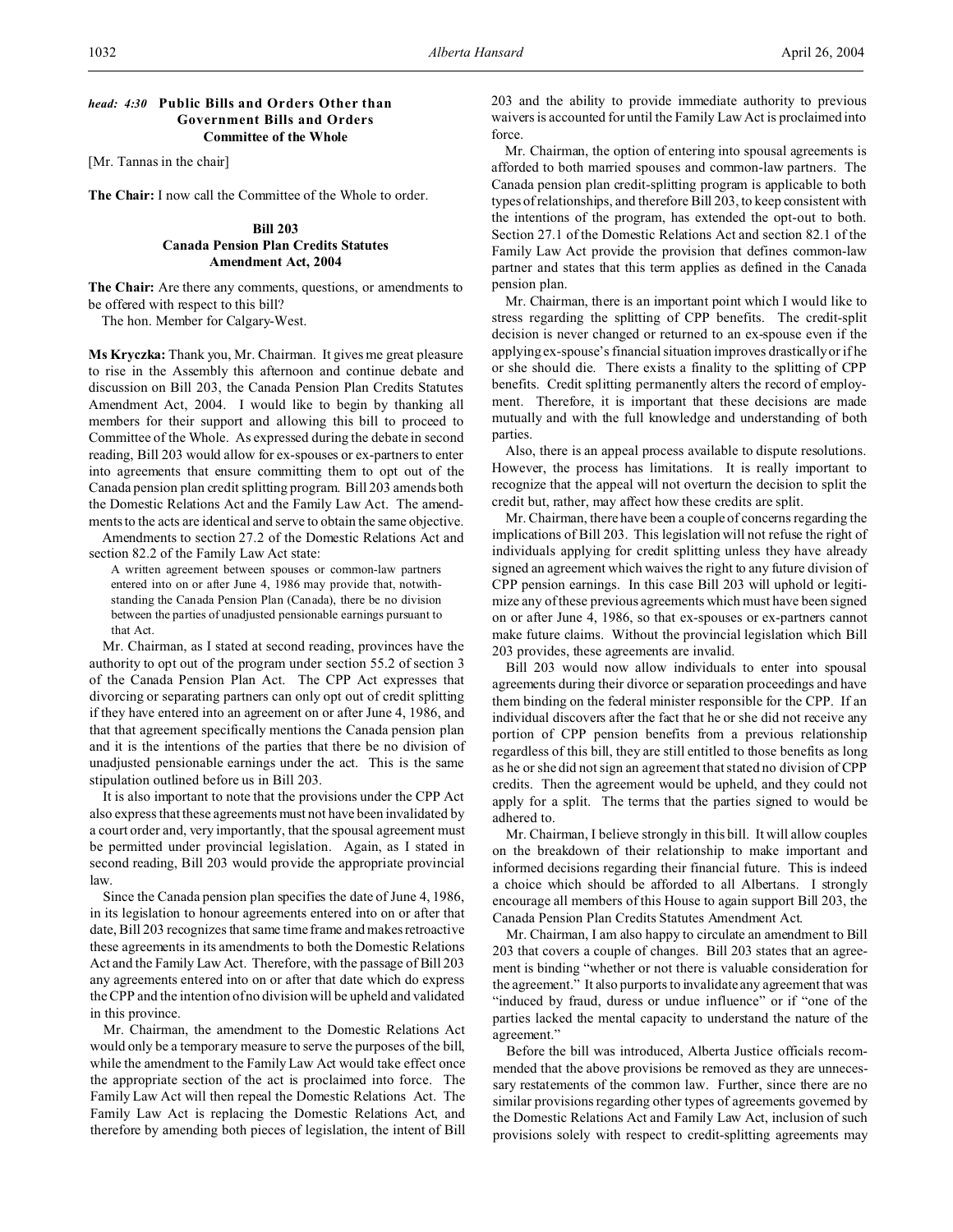*head: 4:30* **Public Bills and Orders Other than Government Bills and Orders Committee of the Whole**

[Mr. Tannas in the chair]

**The Chair:** I now call the Committee of the Whole to order.

**Bill 203**
**Canada Pension Plan Credits Statutes Amendment Act, 2004**

**The Chair:** Are there any comments, questions, or amendments to be offered with respect to this bill?

The hon. Member for Calgary-West.

**Ms Kryczka:** Thank you, Mr. Chairman. It gives me great pleasure to rise in the Assembly this afternoon and continue debate and discussion on Bill 203, the Canada Pension Plan Credits Statutes Amendment Act, 2004. I would like to begin by thanking all members for their support and allowing this bill to proceed to Committee of the Whole. As expressed during the debate in second reading, Bill 203 would allow for ex-spouses or ex-partners to enter into agreements that ensure committing them to opt out of the Canada pension plan credit splitting program. Bill 203 amends both the Domestic Relations Act and the Family Law Act. The amendments to the acts are identical and serve to obtain the same objective.

Amendments to section 27.2 of the Domestic Relations Act and section 82.2 of the Family Law Act state:

> A written agreement between spouses or common-law partners entered into on or after June 4, 1986 may provide that, notwithstanding the Canada Pension Plan (Canada), there be no division between the parties of unadjusted pensionable earnings pursuant to that Act.

Mr. Chairman, as I stated at second reading, provinces have the authority to opt out of the program under section 55.2 of section 3 of the Canada Pension Plan Act. The CPP Act expresses that divorcing or separating partners can only opt out of credit splitting if they have entered into an agreement on or after June 4, 1986, and that that agreement specifically mentions the Canada pension plan and it is the intentions of the parties that there be no division of unadjusted pensionable earnings under the act. This is the same stipulation outlined before us in Bill 203.

It is also important to note that the provisions under the CPP Act also express that these agreements must not have been invalidated by a court order and, very importantly, that the spousal agreement must be permitted under provincial legislation. Again, as I stated in second reading, Bill 203 would provide the appropriate provincial law.

Since the Canada pension plan specifies the date of June 4, 1986, in its legislation to honour agreements entered into on or after that date, Bill 203 recognizes that same time frame and makes retroactive these agreements in its amendments to both the Domestic Relations Act and the Family Law Act. Therefore, with the passage of Bill 203 any agreements entered into on or after that date which do express the CPP and the intention of no division will be upheld and validated in this province.

Mr. Chairman, the amendment to the Domestic Relations Act would only be a temporary measure to serve the purposes of the bill, while the amendment to the Family Law Act would take effect once the appropriate section of the act is proclaimed into force. The Family Law Act will then repeal the Domestic Relations Act. The Family Law Act is replacing the Domestic Relations Act, and therefore by amending both pieces of legislation, the intent of Bill 203 and the ability to provide immediate authority to previous waivers is accounted for until the Family Law Act is proclaimed into force.

Mr. Chairman, the option of entering into spousal agreements is afforded to both married spouses and common-law partners. The Canada pension plan credit-splitting program is applicable to both types of relationships, and therefore Bill 203, to keep consistent with the intentions of the program, has extended the opt-out to both. Section 27.1 of the Domestic Relations Act and section 82.1 of the Family Law Act provide the provision that defines common-law partner and states that this term applies as defined in the Canada pension plan.

Mr. Chairman, there is an important point which I would like to stress regarding the splitting of CPP benefits. The credit-split decision is never changed or returned to an ex-spouse even if the applying ex-spouse's financial situation improves drastically or if he or she should die. There exists a finality to the splitting of CPP benefits. Credit splitting permanently alters the record of employment. Therefore, it is important that these decisions are made mutually and with the full knowledge and understanding of both parties.

Also, there is an appeal process available to dispute resolutions. However, the process has limitations. It is really important to recognize that the appeal will not overturn the decision to split the credit but, rather, may affect how these credits are split.

Mr. Chairman, there have been a couple of concerns regarding the implications of Bill 203. This legislation will not refuse the right of individuals applying for credit splitting unless they have already signed an agreement which waives the right to any future division of CPP pension earnings. In this case Bill 203 will uphold or legitimize any of these previous agreements which must have been signed on or after June 4, 1986, so that ex-spouses or ex-partners cannot make future claims. Without the provincial legislation which Bill 203 provides, these agreements are invalid.

Bill 203 would now allow individuals to enter into spousal agreements during their divorce or separation proceedings and have them binding on the federal minister responsible for the CPP. If an individual discovers after the fact that he or she did not receive any portion of CPP pension benefits from a previous relationship regardless of this bill, they are still entitled to those benefits as long as he or she did not sign an agreement that stated no division of CPP credits. Then the agreement would be upheld, and they could not apply for a split. The terms that the parties signed to would be adhered to.

Mr. Chairman, I believe strongly in this bill. It will allow couples on the breakdown of their relationship to make important and informed decisions regarding their financial future. This is indeed a choice which should be afforded to all Albertans. I strongly encourage all members of this House to again support Bill 203, the Canada Pension Plan Credits Statutes Amendment Act.

Mr. Chairman, I am also happy to circulate an amendment to Bill 203 that covers a couple of changes. Bill 203 states that an agreement is binding "whether or not there is valuable consideration for the agreement." It also purports to invalidate any agreement that was "induced by fraud, duress or undue influence" or if "one of the parties lacked the mental capacity to understand the nature of the agreement."

Before the bill was introduced, Alberta Justice officials recommended that the above provisions be removed as they are unnecessary restatements of the common law. Further, since there are no similar provisions regarding other types of agreements governed by the Domestic Relations Act and Family Law Act, inclusion of such provisions solely with respect to credit-splitting agreements may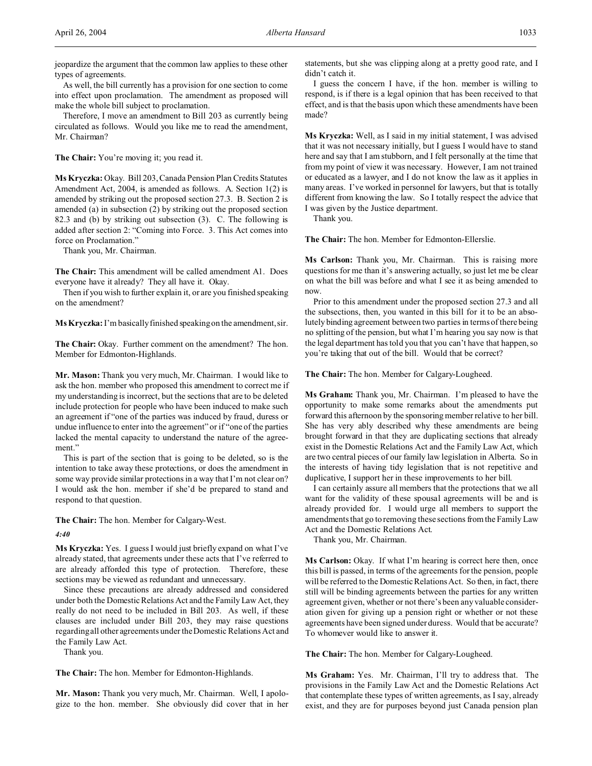jeopardize the argument that the common law applies to these other types of agreements.

As well, the bill currently has a provision for one section to come into effect upon proclamation. The amendment as proposed will make the whole bill subject to proclamation.

Therefore, I move an amendment to Bill 203 as currently being circulated as follows. Would you like me to read the amendment, Mr. Chairman?

**The Chair:** You're moving it; you read it.

**Ms Kryczka:** Okay. Bill 203, Canada Pension Plan Credits Statutes Amendment Act, 2004, is amended as follows. A. Section 1(2) is amended by striking out the proposed section 27.3. B. Section 2 is amended (a) in subsection (2) by striking out the proposed section 82.3 and (b) by striking out subsection (3). C. The following is added after section 2: "Coming into Force. 3. This Act comes into force on Proclamation."

Thank you, Mr. Chairman.

**The Chair:** This amendment will be called amendment A1. Does everyone have it already? They all have it. Okay.

Then if you wish to further explain it, or are you finished speaking on the amendment?

**Ms Kryczka:** I'm basically finished speaking on the amendment, sir.

**The Chair:** Okay. Further comment on the amendment? The hon. Member for Edmonton-Highlands.

**Mr. Mason:** Thank you very much, Mr. Chairman. I would like to ask the hon. member who proposed this amendment to correct me if my understanding is incorrect, but the sections that are to be deleted include protection for people who have been induced to make such an agreement if "one of the parties was induced by fraud, duress or undue influence to enter into the agreement" or if "one of the parties lacked the mental capacity to understand the nature of the agreement."

This is part of the section that is going to be deleted, so is the intention to take away these protections, or does the amendment in some way provide similar protections in a way that I'm not clear on? I would ask the hon. member if she'd be prepared to stand and respond to that question.

**The Chair:** The hon. Member for Calgary-West.

*4:40*

**Ms Kryczka:** Yes. I guess I would just briefly expand on what I've already stated, that agreements under these acts that I've referred to are already afforded this type of protection. Therefore, these sections may be viewed as redundant and unnecessary.

Since these precautions are already addressed and considered under both the Domestic Relations Act and the Family Law Act, they really do not need to be included in Bill 203. As well, if these clauses are included under Bill 203, they may raise questions regarding all other agreements under the Domestic Relations Act and the Family Law Act.

Thank you.

**The Chair:** The hon. Member for Edmonton-Highlands.

**Mr. Mason:** Thank you very much, Mr. Chairman. Well, I apologize to the hon. member. She obviously did cover that in her statements, but she was clipping along at a pretty good rate, and I didn't catch it.

I guess the concern I have, if the hon. member is willing to respond, is if there is a legal opinion that has been received to that effect, and is that the basis upon which these amendments have been made?

**Ms Kryczka:** Well, as I said in my initial statement, I was advised that it was not necessary initially, but I guess I would have to stand here and say that I am stubborn, and I felt personally at the time that from my point of view it was necessary. However, I am not trained or educated as a lawyer, and I do not know the law as it applies in many areas. I've worked in personnel for lawyers, but that is totally different from knowing the law. So I totally respect the advice that I was given by the Justice department.

Thank you.

**The Chair:** The hon. Member for Edmonton-Ellerslie.

**Ms Carlson:** Thank you, Mr. Chairman. This is raising more questions for me than it's answering actually, so just let me be clear on what the bill was before and what I see it as being amended to now.

Prior to this amendment under the proposed section 27.3 and all the subsections, then, you wanted in this bill for it to be an absolutely binding agreement between two parties in terms of there being no splitting of the pension, but what I'm hearing you say now is that the legal department has told you that you can't have that happen, so you're taking that out of the bill. Would that be correct?

**The Chair:** The hon. Member for Calgary-Lougheed.

**Ms Graham:** Thank you, Mr. Chairman. I'm pleased to have the opportunity to make some remarks about the amendments put forward this afternoon by the sponsoring member relative to her bill. She has very ably described why these amendments are being brought forward in that they are duplicating sections that already exist in the Domestic Relations Act and the Family Law Act, which are two central pieces of our family law legislation in Alberta. So in the interests of having tidy legislation that is not repetitive and duplicative, I support her in these improvements to her bill.

I can certainly assure all members that the protections that we all want for the validity of these spousal agreements will be and is already provided for. I would urge all members to support the amendments that go to removing these sections from the Family Law Act and the Domestic Relations Act.

Thank you, Mr. Chairman.

**Ms Carlson:** Okay. If what I'm hearing is correct here then, once this bill is passed, in terms of the agreements for the pension, people will be referred to the Domestic Relations Act. So then, in fact, there still will be binding agreements between the parties for any written agreement given, whether or not there's been any valuable consideration given for giving up a pension right or whether or not these agreements have been signed under duress. Would that be accurate? To whomever would like to answer it.

**The Chair:** The hon. Member for Calgary-Lougheed.

**Ms Graham:** Yes. Mr. Chairman, I'll try to address that. The provisions in the Family Law Act and the Domestic Relations Act that contemplate these types of written agreements, as I say, already exist, and they are for purposes beyond just Canada pension plan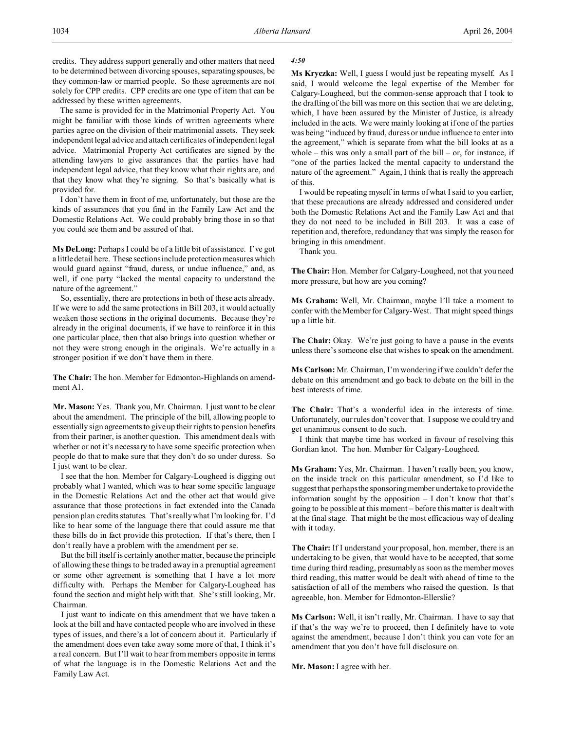credits. They address support generally and other matters that need to be determined between divorcing spouses, separating spouses, be they common-law or married people. So these agreements are not solely for CPP credits. CPP credits are one type of item that can be addressed by these written agreements.

The same is provided for in the Matrimonial Property Act. You might be familiar with those kinds of written agreements where parties agree on the division of their matrimonial assets. They seek independent legal advice and attach certificates of independent legal advice. Matrimonial Property Act certificates are signed by the attending lawyers to give assurances that the parties have had independent legal advice, that they know what their rights are, and that they know what they're signing. So that's basically what is provided for.

I don't have them in front of me, unfortunately, but those are the kinds of assurances that you find in the Family Law Act and the Domestic Relations Act. We could probably bring those in so that you could see them and be assured of that.

**Ms DeLong:** Perhaps I could be of a little bit of assistance. I've got a little detail here. These sections include protection measures which would guard against "fraud, duress, or undue influence," and, as well, if one party "lacked the mental capacity to understand the nature of the agreement."

So, essentially, there are protections in both of these acts already. If we were to add the same protections in Bill 203, it would actually weaken those sections in the original documents. Because they're already in the original documents, if we have to reinforce it in this one particular place, then that also brings into question whether or not they were strong enough in the originals. We're actually in a stronger position if we don't have them in there.

**The Chair:** The hon. Member for Edmonton-Highlands on amendment A1.

**Mr. Mason:** Yes. Thank you, Mr. Chairman. I just want to be clear about the amendment. The principle of the bill, allowing people to essentially sign agreements to give up their rights to pension benefits from their partner, is another question. This amendment deals with whether or not it's necessary to have some specific protection when people do that to make sure that they don't do so under duress. So I just want to be clear.

I see that the hon. Member for Calgary-Lougheed is digging out probably what I wanted, which was to hear some specific language in the Domestic Relations Act and the other act that would give assurance that those protections in fact extended into the Canada pension plan credits statutes. That's really what I'm looking for. I'd like to hear some of the language there that could assure me that these bills do in fact provide this protection. If that's there, then I don't really have a problem with the amendment per se.

But the bill itself is certainly another matter, because the principle of allowing these things to be traded away in a prenuptial agreement or some other agreement is something that I have a lot more difficulty with. Perhaps the Member for Calgary-Lougheed has found the section and might help with that. She's still looking, Mr. Chairman.

I just want to indicate on this amendment that we have taken a look at the bill and have contacted people who are involved in these types of issues, and there's a lot of concern about it. Particularly if the amendment does even take away some more of that, I think it's a real concern. But I'll wait to hear from members opposite in terms of what the language is in the Domestic Relations Act and the Family Law Act.

*4:50*

**Ms Kryczka:** Well, I guess I would just be repeating myself. As I said, I would welcome the legal expertise of the Member for Calgary-Lougheed, but the common-sense approach that I took to the drafting of the bill was more on this section that we are deleting, which, I have been assured by the Minister of Justice, is already included in the acts. We were mainly looking at if one of the parties was being "induced by fraud, duress or undue influence to enter into the agreement," which is separate from what the bill looks at as a whole – this was only a small part of the bill – or, for instance, if "one of the parties lacked the mental capacity to understand the nature of the agreement." Again, I think that is really the approach of this.

I would be repeating myself in terms of what I said to you earlier, that these precautions are already addressed and considered under both the Domestic Relations Act and the Family Law Act and that they do not need to be included in Bill 203. It was a case of repetition and, therefore, redundancy that was simply the reason for bringing in this amendment.

Thank you.

**The Chair:** Hon. Member for Calgary-Lougheed, not that you need more pressure, but how are you coming?

**Ms Graham:** Well, Mr. Chairman, maybe I'll take a moment to confer with the Member for Calgary-West. That might speed things up a little bit.

**The Chair:** Okay. We're just going to have a pause in the events unless there's someone else that wishes to speak on the amendment.

**Ms Carlson:** Mr. Chairman, I'm wondering if we couldn't defer the debate on this amendment and go back to debate on the bill in the best interests of time.

**The Chair:** That's a wonderful idea in the interests of time. Unfortunately, our rules don't cover that. I suppose we could try and get unanimous consent to do such.

I think that maybe time has worked in favour of resolving this Gordian knot. The hon. Member for Calgary-Lougheed.

**Ms Graham:** Yes, Mr. Chairman. I haven't really been, you know, on the inside track on this particular amendment, so I'd like to suggest that perhaps the sponsoring member undertake to provide the information sought by the opposition – I don't know that that's going to be possible at this moment – before this matter is dealt with at the final stage. That might be the most efficacious way of dealing with it today.

**The Chair:** If I understand your proposal, hon. member, there is an undertaking to be given, that would have to be accepted, that some time during third reading, presumably as soon as the member moves third reading, this matter would be dealt with ahead of time to the satisfaction of all of the members who raised the question. Is that agreeable, hon. Member for Edmonton-Ellerslie?

**Ms Carlson:** Well, it isn't really, Mr. Chairman. I have to say that if that's the way we're to proceed, then I definitely have to vote against the amendment, because I don't think you can vote for an amendment that you don't have full disclosure on.

**Mr. Mason:** I agree with her.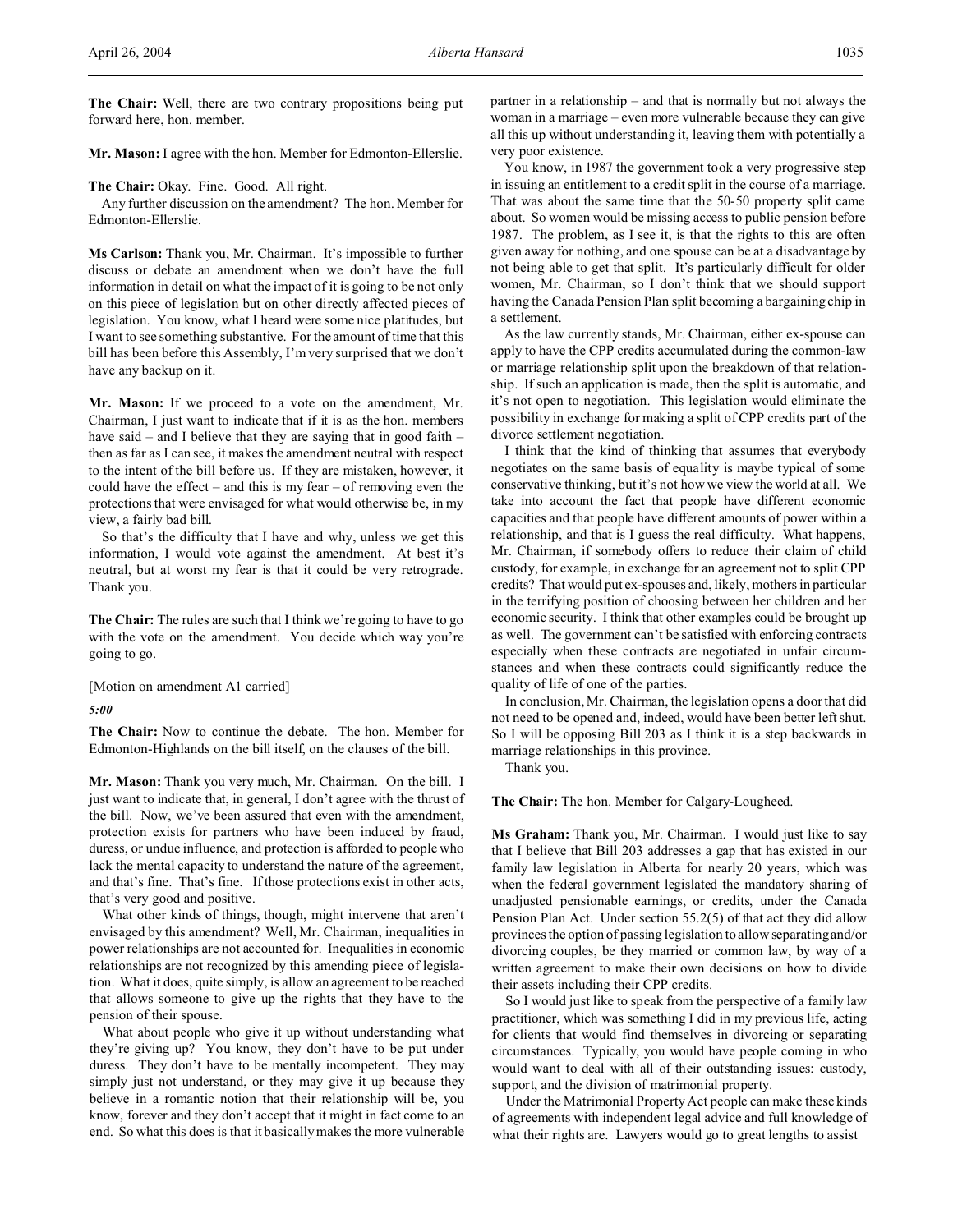**The Chair:** Well, there are two contrary propositions being put forward here, hon. member.

**Mr. Mason:** I agree with the hon. Member for Edmonton-Ellerslie.

**The Chair:** Okay. Fine. Good. All right.

Any further discussion on the amendment? The hon. Member for Edmonton-Ellerslie.

**Ms Carlson:** Thank you, Mr. Chairman. It's impossible to further discuss or debate an amendment when we don't have the full information in detail on what the impact of it is going to be not only on this piece of legislation but on other directly affected pieces of legislation. You know, what I heard were some nice platitudes, but I want to see something substantive. For the amount of time that this bill has been before this Assembly, I'm very surprised that we don't have any backup on it.

**Mr. Mason:** If we proceed to a vote on the amendment, Mr. Chairman, I just want to indicate that if it is as the hon. members have said – and I believe that they are saying that in good faith – then as far as I can see, it makes the amendment neutral with respect to the intent of the bill before us. If they are mistaken, however, it could have the effect – and this is my fear – of removing even the protections that were envisaged for what would otherwise be, in my view, a fairly bad bill.

So that's the difficulty that I have and why, unless we get this information, I would vote against the amendment. At best it's neutral, but at worst my fear is that it could be very retrograde. Thank you.

**The Chair:** The rules are such that I think we're going to have to go with the vote on the amendment. You decide which way you're going to go.

[Motion on amendment A1 carried]

*5:00*

**The Chair:** Now to continue the debate. The hon. Member for Edmonton-Highlands on the bill itself, on the clauses of the bill.

**Mr. Mason:** Thank you very much, Mr. Chairman. On the bill. I just want to indicate that, in general, I don't agree with the thrust of the bill. Now, we've been assured that even with the amendment, protection exists for partners who have been induced by fraud, duress, or undue influence, and protection is afforded to people who lack the mental capacity to understand the nature of the agreement, and that's fine. That's fine. If those protections exist in other acts, that's very good and positive.

What other kinds of things, though, might intervene that aren't envisaged by this amendment? Well, Mr. Chairman, inequalities in power relationships are not accounted for. Inequalities in economic relationships are not recognized by this amending piece of legislation. What it does, quite simply, is allow an agreement to be reached that allows someone to give up the rights that they have to the pension of their spouse.

What about people who give it up without understanding what they're giving up? You know, they don't have to be put under duress. They don't have to be mentally incompetent. They may simply just not understand, or they may give it up because they believe in a romantic notion that their relationship will be, you know, forever and they don't accept that it might in fact come to an end. So what this does is that it basically makes the more vulnerable partner in a relationship – and that is normally but not always the woman in a marriage – even more vulnerable because they can give all this up without understanding it, leaving them with potentially a very poor existence.

You know, in 1987 the government took a very progressive step in issuing an entitlement to a credit split in the course of a marriage. That was about the same time that the 50-50 property split came about. So women would be missing access to public pension before 1987. The problem, as I see it, is that the rights to this are often given away for nothing, and one spouse can be at a disadvantage by not being able to get that split. It's particularly difficult for older women, Mr. Chairman, so I don't think that we should support having the Canada Pension Plan split becoming a bargaining chip in a settlement.

As the law currently stands, Mr. Chairman, either ex-spouse can apply to have the CPP credits accumulated during the common-law or marriage relationship split upon the breakdown of that relationship. If such an application is made, then the split is automatic, and it's not open to negotiation. This legislation would eliminate the possibility in exchange for making a split of CPP credits part of the divorce settlement negotiation.

I think that the kind of thinking that assumes that everybody negotiates on the same basis of equality is maybe typical of some conservative thinking, but it's not how we view the world at all. We take into account the fact that people have different economic capacities and that people have different amounts of power within a relationship, and that is I guess the real difficulty. What happens, Mr. Chairman, if somebody offers to reduce their claim of child custody, for example, in exchange for an agreement not to split CPP credits? That would put ex-spouses and, likely, mothers in particular in the terrifying position of choosing between her children and her economic security. I think that other examples could be brought up as well. The government can't be satisfied with enforcing contracts especially when these contracts are negotiated in unfair circumstances and when these contracts could significantly reduce the quality of life of one of the parties.

In conclusion, Mr. Chairman, the legislation opens a door that did not need to be opened and, indeed, would have been better left shut. So I will be opposing Bill 203 as I think it is a step backwards in marriage relationships in this province.

Thank you.

**The Chair:** The hon. Member for Calgary-Lougheed.

**Ms Graham:** Thank you, Mr. Chairman. I would just like to say that I believe that Bill 203 addresses a gap that has existed in our family law legislation in Alberta for nearly 20 years, which was when the federal government legislated the mandatory sharing of unadjusted pensionable earnings, or credits, under the Canada Pension Plan Act. Under section 55.2(5) of that act they did allow provinces the option of passing legislation to allow separating and/or divorcing couples, be they married or common law, by way of a written agreement to make their own decisions on how to divide their assets including their CPP credits.

So I would just like to speak from the perspective of a family law practitioner, which was something I did in my previous life, acting for clients that would find themselves in divorcing or separating circumstances. Typically, you would have people coming in who would want to deal with all of their outstanding issues: custody, support, and the division of matrimonial property.

Under the Matrimonial Property Act people can make these kinds of agreements with independent legal advice and full knowledge of what their rights are. Lawyers would go to great lengths to assist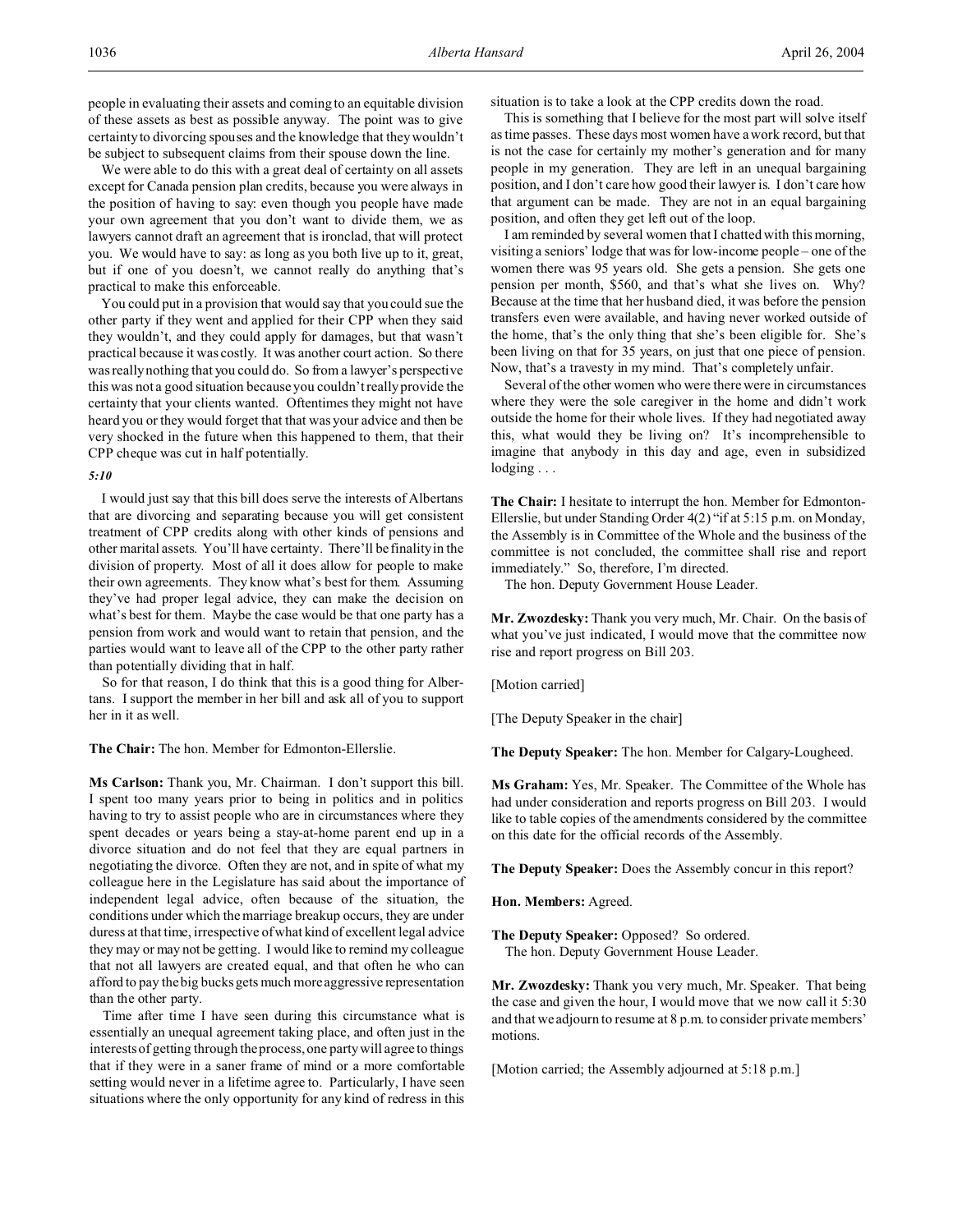people in evaluating their assets and coming to an equitable division of these assets as best as possible anyway. The point was to give certainty to divorcing spouses and the knowledge that they wouldn't be subject to subsequent claims from their spouse down the line.

We were able to do this with a great deal of certainty on all assets except for Canada pension plan credits, because you were always in the position of having to say: even though you people have made your own agreement that you don't want to divide them, we as lawyers cannot draft an agreement that is ironclad, that will protect you. We would have to say: as long as you both live up to it, great, but if one of you doesn't, we cannot really do anything that's practical to make this enforceable.

You could put in a provision that would say that you could sue the other party if they went and applied for their CPP when they said they wouldn't, and they could apply for damages, but that wasn't practical because it was costly. It was another court action. So there was really nothing that you could do. So from a lawyer's perspective this was not a good situation because you couldn't really provide the certainty that your clients wanted. Oftentimes they might not have heard you or they would forget that that was your advice and then be very shocked in the future when this happened to them, that their CPP cheque was cut in half potentially.

*5:10*

I would just say that this bill does serve the interests of Albertans that are divorcing and separating because you will get consistent treatment of CPP credits along with other kinds of pensions and other marital assets. You'll have certainty. There'll be finality in the division of property. Most of all it does allow for people to make their own agreements. They know what's best for them. Assuming they've had proper legal advice, they can make the decision on what's best for them. Maybe the case would be that one party has a pension from work and would want to retain that pension, and the parties would want to leave all of the CPP to the other party rather than potentially dividing that in half.

So for that reason, I do think that this is a good thing for Albertans. I support the member in her bill and ask all of you to support her in it as well.

**The Chair:** The hon. Member for Edmonton-Ellerslie.

**Ms Carlson:** Thank you, Mr. Chairman. I don't support this bill. I spent too many years prior to being in politics and in politics having to try to assist people who are in circumstances where they spent decades or years being a stay-at-home parent end up in a divorce situation and do not feel that they are equal partners in negotiating the divorce. Often they are not, and in spite of what my colleague here in the Legislature has said about the importance of independent legal advice, often because of the situation, the conditions under which the marriage breakup occurs, they are under duress at that time, irrespective of what kind of excellent legal advice they may or may not be getting. I would like to remind my colleague that not all lawyers are created equal, and that often he who can afford to pay the big bucks gets much more aggressive representation than the other party.

Time after time I have seen during this circumstance what is essentially an unequal agreement taking place, and often just in the interests of getting through the process, one party will agree to things that if they were in a saner frame of mind or a more comfortable setting would never in a lifetime agree to. Particularly, I have seen situations where the only opportunity for any kind of redress in this situation is to take a look at the CPP credits down the road.

This is something that I believe for the most part will solve itself as time passes. These days most women have a work record, but that is not the case for certainly my mother's generation and for many people in my generation. They are left in an unequal bargaining position, and I don't care how good their lawyer is. I don't care how that argument can be made. They are not in an equal bargaining position, and often they get left out of the loop.

I am reminded by several women that I chatted with this morning, visiting a seniors' lodge that was for low-income people – one of the women there was 95 years old. She gets a pension. She gets one pension per month, $560, and that's what she lives on. Why? Because at the time that her husband died, it was before the pension transfers even were available, and having never worked outside of the home, that's the only thing that she's been eligible for. She's been living on that for 35 years, on just that one piece of pension. Now, that's a travesty in my mind. That's completely unfair.

Several of the other women who were there were in circumstances where they were the sole caregiver in the home and didn't work outside the home for their whole lives. If they had negotiated away this, what would they be living on? It's incomprehensible to imagine that anybody in this day and age, even in subsidized lodging . . .

**The Chair:** I hesitate to interrupt the hon. Member for Edmonton-Ellerslie, but under Standing Order 4(2) "if at 5:15 p.m. on Monday, the Assembly is in Committee of the Whole and the business of the committee is not concluded, the committee shall rise and report immediately." So, therefore, I'm directed.

The hon. Deputy Government House Leader.

**Mr. Zwozdesky:** Thank you very much, Mr. Chair. On the basis of what you've just indicated, I would move that the committee now rise and report progress on Bill 203.

[Motion carried]

[The Deputy Speaker in the chair]

**The Deputy Speaker:** The hon. Member for Calgary-Lougheed.

**Ms Graham:** Yes, Mr. Speaker. The Committee of the Whole has had under consideration and reports progress on Bill 203. I would like to table copies of the amendments considered by the committee on this date for the official records of the Assembly.

**The Deputy Speaker:** Does the Assembly concur in this report?

**Hon. Members:** Agreed.

**The Deputy Speaker:** Opposed? So ordered.

The hon. Deputy Government House Leader.

**Mr. Zwozdesky:** Thank you very much, Mr. Speaker. That being the case and given the hour, I would move that we now call it 5:30 and that we adjourn to resume at 8 p.m. to consider private members' motions.

[Motion carried; the Assembly adjourned at 5:18 p.m.]